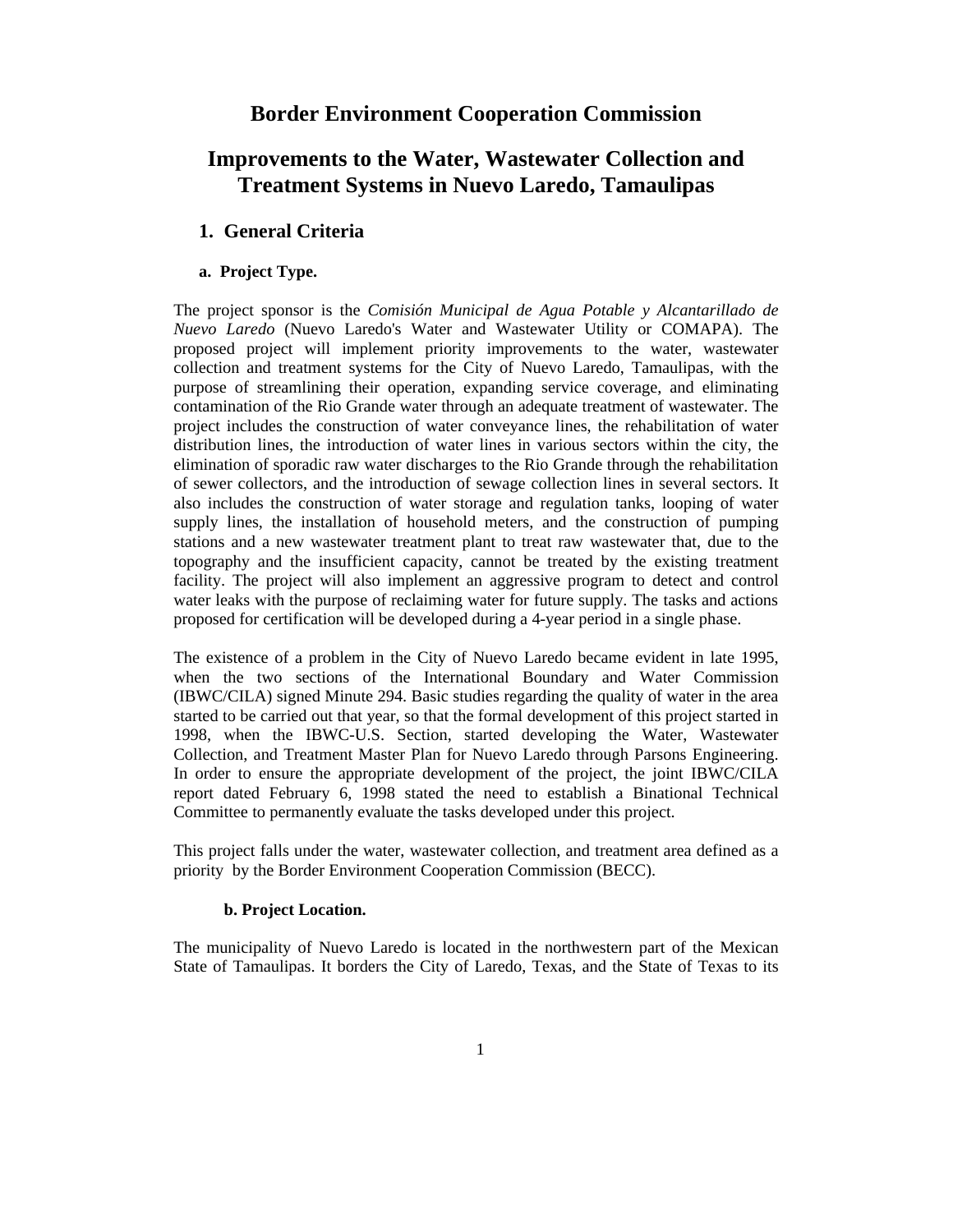# Border Environment Cooperation Commission

# Improvements to the Water, Wastewater Collection and Treatment Systems in Nuevo Laredo, Tamaulipas

## 1. General Criteria

### a. Project Type.

The project sponsor is the *Comisión Municipal de Agua Potable y Alcantarillado de Nuevo Laredo* (Nuevo Laredo's Water and Wastewater Utility or COMAPA). The proposed project will implement priority improvements to the water, wastewater collection and treatment systems for the City of Nuevo Laredo, Tamaulipas, with the purpose of streamlining their operation, expanding service coverage, and eliminating contamination of the Rio Grande water through an adequate treatment of wastewater. The project includes the construction of water conveyance lines, the rehabilitation of water distribution lines, the introduction of water lines in various sectors within the city, the elimination of sporadic raw water discharges to the Rio Grande through the rehabilitation of sewer collectors, and the introduction of sewage collection lines in several sectors. It also includes the construction of water storage and regulation tanks, looping of water supply lines, the installation of household meters, and the construction of pumping stations and a new wastewater treatment plant to treat raw wastewater that, due to the topography and the insufficient capacity, cannot be treated by the existing treatment facility. The project will also implement an aggressive program to detect and control water leaks with the purpose of reclaiming water for future supply. The tasks and actions proposed for certification will be developed during a 4-year period in a single phase.

The existence of a problem in the City of Nuevo Laredo became evident in late 1995, when the two sections of the International Boundary and Water Commission (IBWC/CILA) signed Minute 294. Basic studies regarding the quality of water in the area started to be carried out that year, so that the formal development of this project started in 1998, when the IBWC-U.S. Section, started developing the Water, Wastewater Collection, and Treatment Master Plan for Nuevo Laredo through Parsons Engineering. In order to ensure the appropriate development of the project, the joint IBWC/CILA report dated February 6, 1998 stated the need to establish a Binational Technical Committee to permanently evaluate the tasks developed under this project.

This project falls under the water, wastewater collection, and treatment area defined as a priority by the Border Environment Cooperation Commission (BECC).

### b. Project Location.

The municipality of Nuevo Laredo is located in the northwestern part of the Mexican State of Tamaulipas. It borders the City of Laredo, Texas, and the State of Texas to its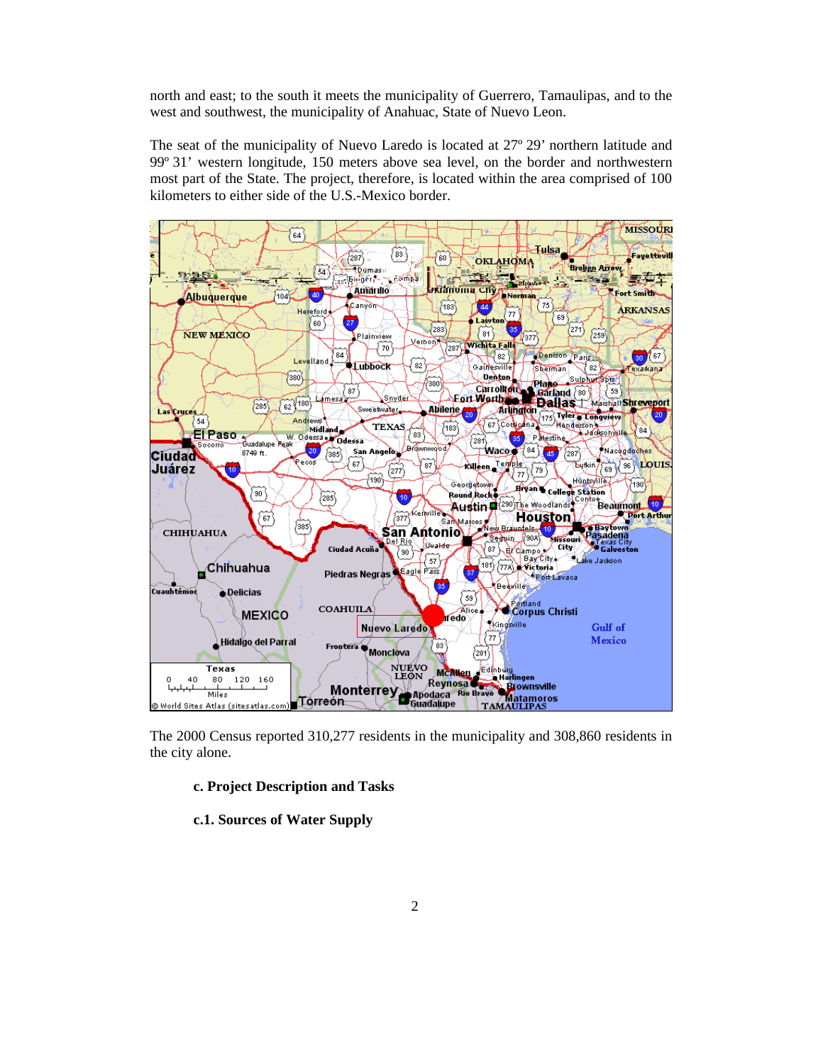north and east; to the south it meets the municipality of Guerrero, Tamaulipas, and to the west and southwest, the municipality of Anahuac, State of Nuevo Leon.

The seat of the municipality of Nuevo Laredo is located at 27º 29' northern latitude and 99º 31' western longitude, 150 meters above sea level, on the border and northwestern most part of the State. The project, therefore, is located within the area comprised of 100 kilometers to either side of the U.S.-Mexico border.

The 2000 Census reported 310,277 residents in the municipality and 308,860 residents in the city alone.

**c. Project Description and Tasks**

**c.1. Sources of Water Supply**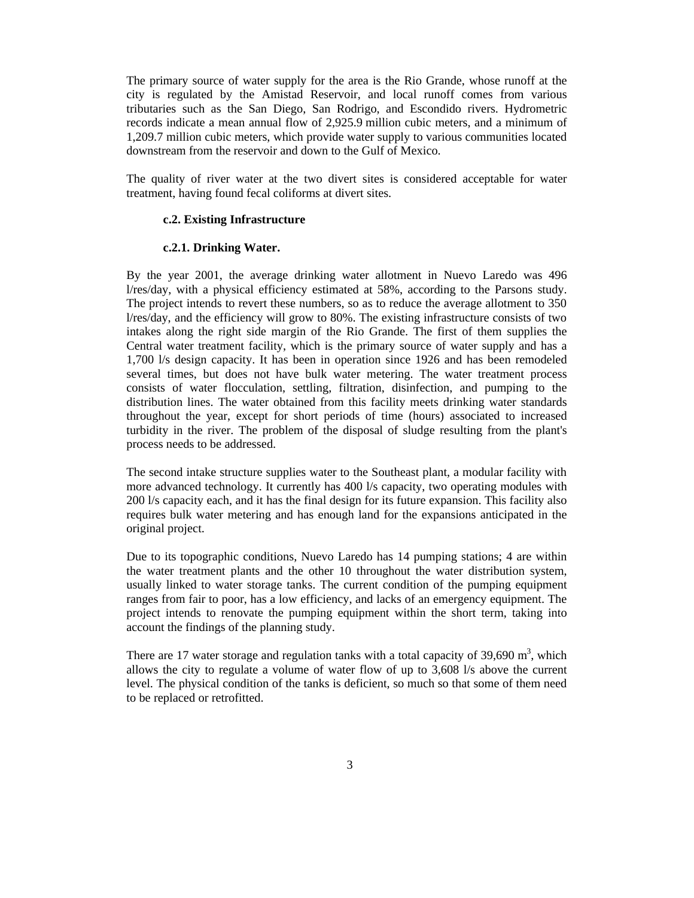The primary source of water supply for the area is the Rio Grande, whose runoff at the city is regulated by the Amistad Reservoir, and local runoff comes from various tributaries such as the San Diego, San Rodrigo, and Escondido rivers. Hydrometric records indicate a mean annual flow of 2,925.9 million cubic meters, and a minimum of 1,209.7 million cubic meters, which provide water supply to various communities located downstream from the reservoir and down to the Gulf of Mexico.

The quality of river water at the two divert sites is considered acceptable for water treatment, having found fecal coliforms at divert sites.

#### c.2. Existing Infrastructure

#### c.2.1. Drinking Water.

By the year 2001, the average drinking water allotment in Nuevo Laredo was 496 l/res/day, with a physical efficiency estimated at 58%, according to the Parsons study. The project intends to revert these numbers, so as to reduce the average allotment to 350 l/res/day, and the efficiency will grow to 80%. The existing infrastructure consists of two intakes along the right side margin of the Rio Grande. The first of them supplies the Central water treatment facility, which is the primary source of water supply and has a 1,700 l/s design capacity. It has been in operation since 1926 and has been remodeled several times, but does not have bulk water metering. The water treatment process consists of water flocculation, settling, filtration, disinfection, and pumping to the distribution lines. The water obtained from this facility meets drinking water standards throughout the year, except for short periods of time (hours) associated to increased turbidity in the river. The problem of the disposal of sludge resulting from the plant's process needs to be addressed.

The second intake structure supplies water to the Southeast plant, a modular facility with more advanced technology. It currently has 400 l/s capacity, two operating modules with 200 l/s capacity each, and it has the final design for its future expansion. This facility also requires bulk water metering and has enough land for the expansions anticipated in the original project.

Due to its topographic conditions, Nuevo Laredo has 14 pumping stations; 4 are within the water treatment plants and the other 10 throughout the water distribution system, usually linked to water storage tanks. The current condition of the pumping equipment ranges from fair to poor, has a low efficiency, and lacks of an emergency equipment. The project intends to renovate the pumping equipment within the short term, taking into account the findings of the planning study.

There are 17 water storage and regulation tanks with a total capacity of 39,690 $m^3$, which allows the city to regulate a volume of water flow of up to 3,608 l/s above the current level. The physical condition of the tanks is deficient, so much so that some of them need to be replaced or retrofitted.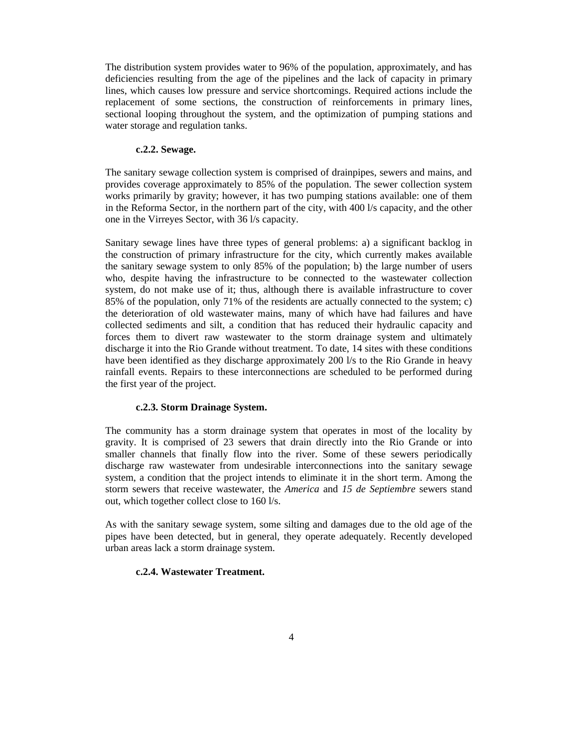The distribution system provides water to 96% of the population, approximately, and has deficiencies resulting from the age of the pipelines and the lack of capacity in primary lines, which causes low pressure and service shortcomings. Required actions include the replacement of some sections, the construction of reinforcements in primary lines, sectional looping throughout the system, and the optimization of pumping stations and water storage and regulation tanks.

#### c.2.2. Sewage.

The sanitary sewage collection system is comprised of drainpipes, sewers and mains, and provides coverage approximately to 85% of the population. The sewer collection system works primarily by gravity; however, it has two pumping stations available: one of them in the Reforma Sector, in the northern part of the city, with 400 l/s capacity, and the other one in the Virreyes Sector, with 36 l/s capacity.

Sanitary sewage lines have three types of general problems: a) a significant backlog in the construction of primary infrastructure for the city, which currently makes available the sanitary sewage system to only 85% of the population; b) the large number of users who, despite having the infrastructure to be connected to the wastewater collection system, do not make use of it; thus, although there is available infrastructure to cover 85% of the population, only 71% of the residents are actually connected to the system; c) the deterioration of old wastewater mains, many of which have had failures and have collected sediments and silt, a condition that has reduced their hydraulic capacity and forces them to divert raw wastewater to the storm drainage system and ultimately discharge it into the Rio Grande without treatment. To date, 14 sites with these conditions have been identified as they discharge approximately 200 l/s to the Rio Grande in heavy rainfall events. Repairs to these interconnections are scheduled to be performed during the first year of the project.

#### c.2.3. Storm Drainage System.

The community has a storm drainage system that operates in most of the locality by gravity. It is comprised of 23 sewers that drain directly into the Rio Grande or into smaller channels that finally flow into the river. Some of these sewers periodically discharge raw wastewater from undesirable interconnections into the sanitary sewage system, a condition that the project intends to eliminate it in the short term. Among the storm sewers that receive wastewater, the *America* and *15 de Septiembre* sewers stand out, which together collect close to 160 l/s.

As with the sanitary sewage system, some silting and damages due to the old age of the pipes have been detected, but in general, they operate adequately. Recently developed urban areas lack a storm drainage system.

#### c.2.4. Wastewater Treatment.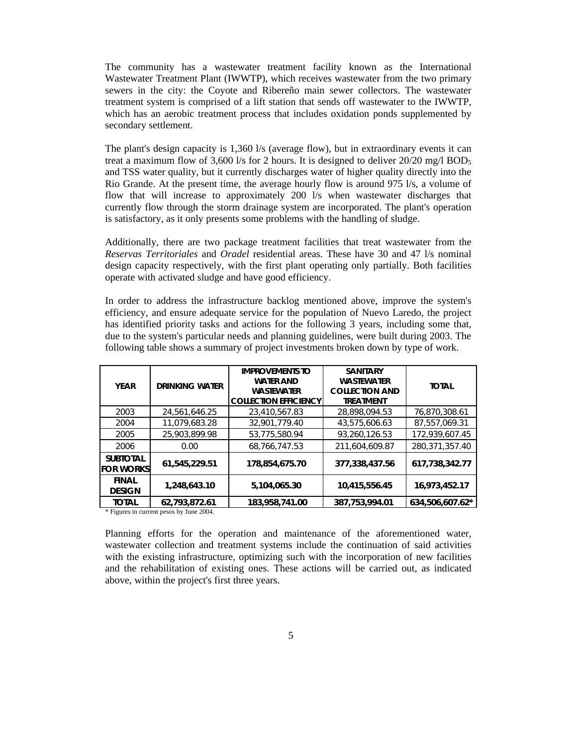The community has a wastewater treatment facility known as the International Wastewater Treatment Plant (IWWTP), which receives wastewater from the two primary sewers in the city: the Coyote and Ribereño main sewer collectors. The wastewater treatment system is comprised of a lift station that sends off wastewater to the IWWTP, which has an aerobic treatment process that includes oxidation ponds supplemented by secondary settlement.

The plant's design capacity is 1,360 l/s (average flow), but in extraordinary events it can treat a maximum flow of 3,600 l/s for 2 hours. It is designed to deliver 20/20 mg/l $BOD_5$ and TSS water quality, but it currently discharges water of higher quality directly into the Rio Grande. At the present time, the average hourly flow is around 975 l/s, a volume of flow that will increase to approximately 200 l/s when wastewater discharges that currently flow through the storm drainage system are incorporated. The plant's operation is satisfactory, as it only presents some problems with the handling of sludge.

Additionally, there are two package treatment facilities that treat wastewater from the *Reservas Territoriales* and *Oradel* residential areas. These have 30 and 47 l/s nominal design capacity respectively, with the first plant operating only partially. Both facilities operate with activated sludge and have good efficiency.

In order to address the infrastructure backlog mentioned above, improve the system's efficiency, and ensure adequate service for the population of Nuevo Laredo, the project has identified priority tasks and actions for the following 3 years, including some that, due to the system's particular needs and planning guidelines, were built during 2003. The following table shows a summary of project investments broken down by type of work.

| YEAR | DRINKING WATER | IMPROVEMENTS TO WATER AND WASTEWATER COLLECTION EFFICIENCY | SANITARY WASTEWATER COLLECTION AND TREATMENT | TOTAL |
|---|---|---|---|---|
| 2003 | 24,561,646.25 | 23,410,567.83 | 28,898,094.53 | 76,870,308.61 |
| 2004 | 11,079,683.28 | 32,901,779.40 | 43,575,606.63 | 87,557,069.31 |
| 2005 | 25,903,899.98 | 53,775,580.94 | 93,260,126.53 | 172,939,607.45 |
| 2006 | 0.00 | 68,766,747.53 | 211,604,609.87 | 280,371,357.40 |
| **SUBTOTAL FOR WORKS** | **61,545,229.51** | **178,854,675.70** | **377,338,437.56** | **617,738,342.77** |
| **FINAL DESIGN** | **1,248,643.10** | **5,104,065.30** | **10,415,556.45** | **16,973,452.17** |
| **TOTAL** | **62,793,872.61** | **183,958,741.00** | **387,753,994.01** | **634,506,607.62*** |

\* Figures in current pesos by June 2004.

Planning efforts for the operation and maintenance of the aforementioned water, wastewater collection and treatment systems include the continuation of said activities with the existing infrastructure, optimizing such with the incorporation of new facilities and the rehabilitation of existing ones. These actions will be carried out, as indicated above, within the project's first three years.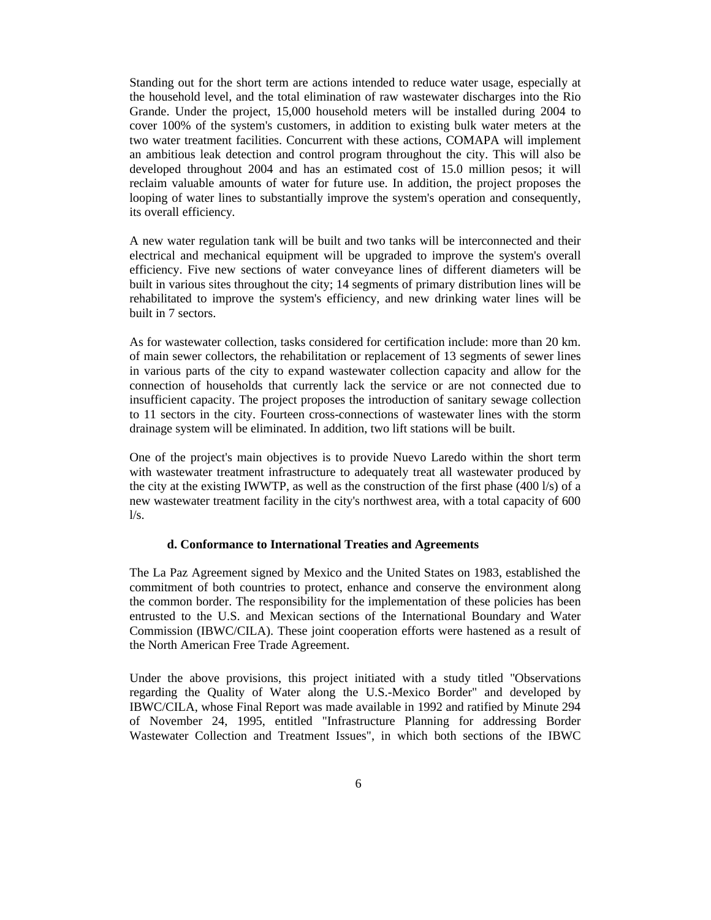Standing out for the short term are actions intended to reduce water usage, especially at the household level, and the total elimination of raw wastewater discharges into the Rio Grande. Under the project, 15,000 household meters will be installed during 2004 to cover 100% of the system's customers, in addition to existing bulk water meters at the two water treatment facilities. Concurrent with these actions, COMAPA will implement an ambitious leak detection and control program throughout the city. This will also be developed throughout 2004 and has an estimated cost of 15.0 million pesos; it will reclaim valuable amounts of water for future use. In addition, the project proposes the looping of water lines to substantially improve the system's operation and consequently, its overall efficiency.

A new water regulation tank will be built and two tanks will be interconnected and their electrical and mechanical equipment will be upgraded to improve the system's overall efficiency. Five new sections of water conveyance lines of different diameters will be built in various sites throughout the city; 14 segments of primary distribution lines will be rehabilitated to improve the system's efficiency, and new drinking water lines will be built in 7 sectors.

As for wastewater collection, tasks considered for certification include: more than 20 km. of main sewer collectors, the rehabilitation or replacement of 13 segments of sewer lines in various parts of the city to expand wastewater collection capacity and allow for the connection of households that currently lack the service or are not connected due to insufficient capacity. The project proposes the introduction of sanitary sewage collection to 11 sectors in the city. Fourteen cross-connections of wastewater lines with the storm drainage system will be eliminated. In addition, two lift stations will be built.

One of the project's main objectives is to provide Nuevo Laredo within the short term with wastewater treatment infrastructure to adequately treat all wastewater produced by the city at the existing IWWTP, as well as the construction of the first phase (400 l/s) of a new wastewater treatment facility in the city's northwest area, with a total capacity of 600 l/s.

### d. Conformance to International Treaties and Agreements

The La Paz Agreement signed by Mexico and the United States on 1983, established the commitment of both countries to protect, enhance and conserve the environment along the common border. The responsibility for the implementation of these policies has been entrusted to the U.S. and Mexican sections of the International Boundary and Water Commission (IBWC/CILA). These joint cooperation efforts were hastened as a result of the North American Free Trade Agreement.

Under the above provisions, this project initiated with a study titled "Observations regarding the Quality of Water along the U.S.-Mexico Border" and developed by IBWC/CILA, whose Final Report was made available in 1992 and ratified by Minute 294 of November 24, 1995, entitled "Infrastructure Planning for addressing Border Wastewater Collection and Treatment Issues", in which both sections of the IBWC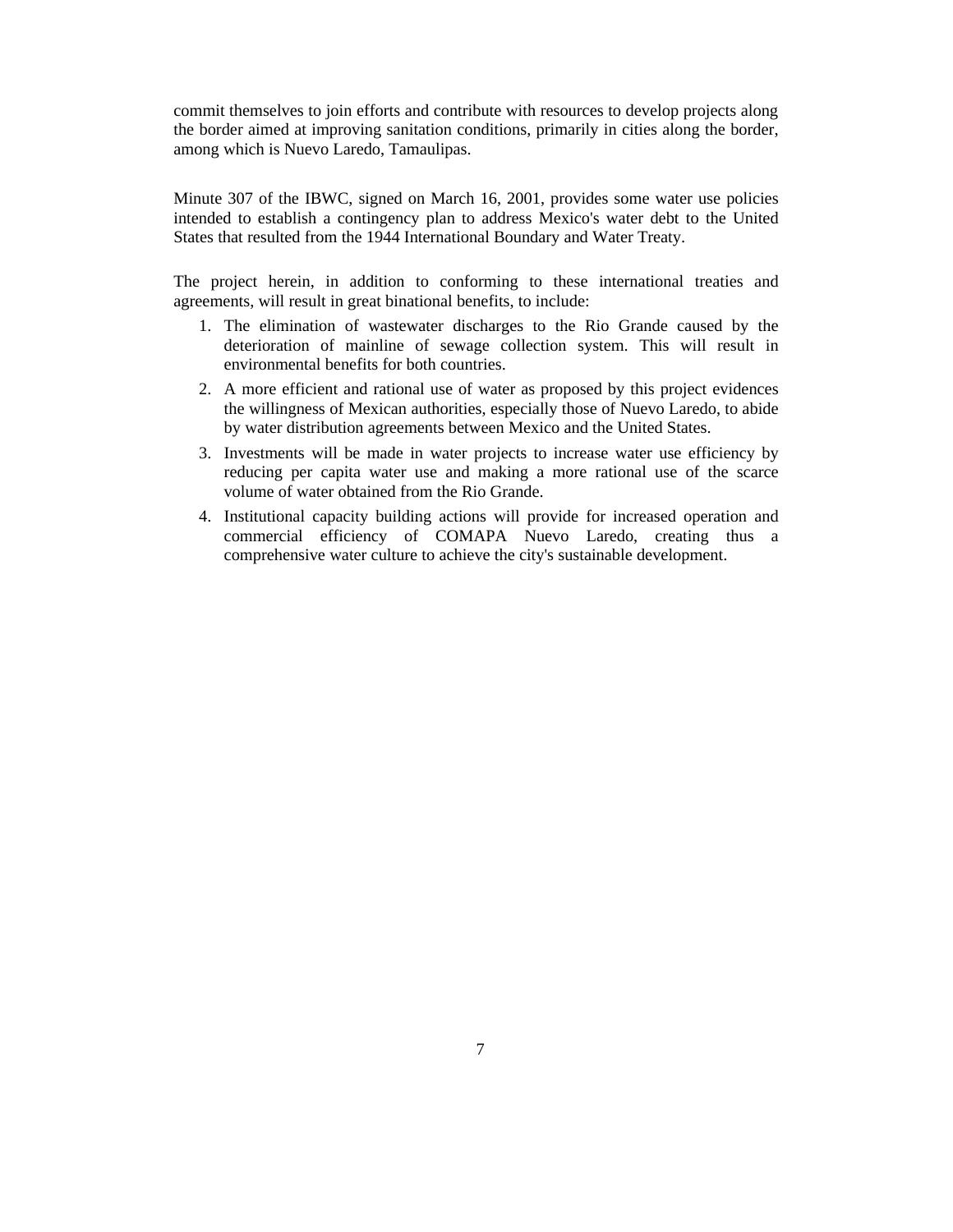commit themselves to join efforts and contribute with resources to develop projects along the border aimed at improving sanitation conditions, primarily in cities along the border, among which is Nuevo Laredo, Tamaulipas.

Minute 307 of the IBWC, signed on March 16, 2001, provides some water use policies intended to establish a contingency plan to address Mexico's water debt to the United States that resulted from the 1944 International Boundary and Water Treaty.

The project herein, in addition to conforming to these international treaties and agreements, will result in great binational benefits, to include:

1. The elimination of wastewater discharges to the Rio Grande caused by the deterioration of mainline of sewage collection system. This will result in environmental benefits for both countries.
2. A more efficient and rational use of water as proposed by this project evidences the willingness of Mexican authorities, especially those of Nuevo Laredo, to abide by water distribution agreements between Mexico and the United States.
3. Investments will be made in water projects to increase water use efficiency by reducing per capita water use and making a more rational use of the scarce volume of water obtained from the Rio Grande.
4. Institutional capacity building actions will provide for increased operation and commercial efficiency of COMAPA Nuevo Laredo, creating thus a comprehensive water culture to achieve the city's sustainable development.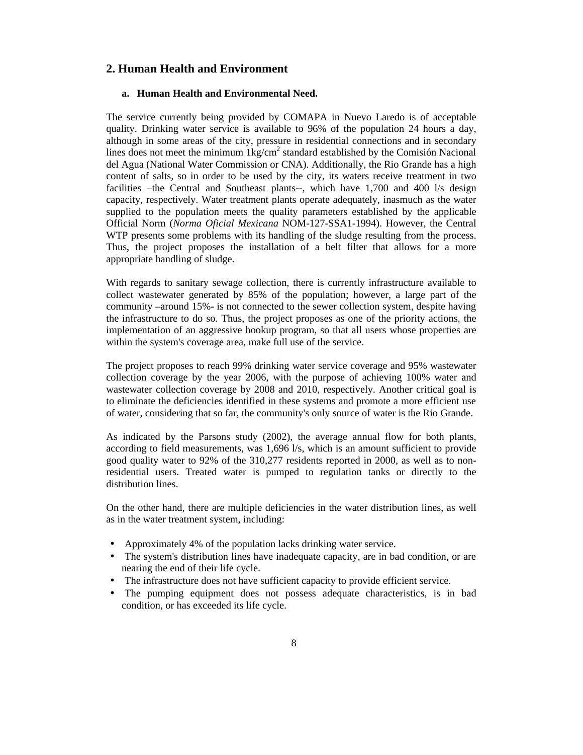## 2. Human Health and Environment

### a. Human Health and Environmental Need.

The service currently being provided by COMAPA in Nuevo Laredo is of acceptable quality. Drinking water service is available to 96% of the population 24 hours a day, although in some areas of the city, pressure in residential connections and in secondary lines does not meet the minimum 1kg/cm$^2$ standard established by the Comisión Nacional del Agua (National Water Commission or CNA). Additionally, the Rio Grande has a high content of salts, so in order to be used by the city, its waters receive treatment in two facilities –the Central and Southeast plants--, which have 1,700 and 400 l/s design capacity, respectively. Water treatment plants operate adequately, inasmuch as the water supplied to the population meets the quality parameters established by the applicable Official Norm (*Norma Oficial Mexicana* NOM-127-SSA1-1994). However, the Central WTP presents some problems with its handling of the sludge resulting from the process. Thus, the project proposes the installation of a belt filter that allows for a more appropriate handling of sludge.

With regards to sanitary sewage collection, there is currently infrastructure available to collect wastewater generated by 85% of the population; however, a large part of the community –around 15%- is not connected to the sewer collection system, despite having the infrastructure to do so. Thus, the project proposes as one of the priority actions, the implementation of an aggressive hookup program, so that all users whose properties are within the system's coverage area, make full use of the service.

The project proposes to reach 99% drinking water service coverage and 95% wastewater collection coverage by the year 2006, with the purpose of achieving 100% water and wastewater collection coverage by 2008 and 2010, respectively. Another critical goal is to eliminate the deficiencies identified in these systems and promote a more efficient use of water, considering that so far, the community's only source of water is the Rio Grande.

As indicated by the Parsons study (2002), the average annual flow for both plants, according to field measurements, was 1,696 l/s, which is an amount sufficient to provide good quality water to 92% of the 310,277 residents reported in 2000, as well as to non-residential users. Treated water is pumped to regulation tanks or directly to the distribution lines.

On the other hand, there are multiple deficiencies in the water distribution lines, as well as in the water treatment system, including:

- Approximately 4% of the population lacks drinking water service.
- The system's distribution lines have inadequate capacity, are in bad condition, or are nearing the end of their life cycle.
- The infrastructure does not have sufficient capacity to provide efficient service.
- The pumping equipment does not possess adequate characteristics, is in bad condition, or has exceeded its life cycle.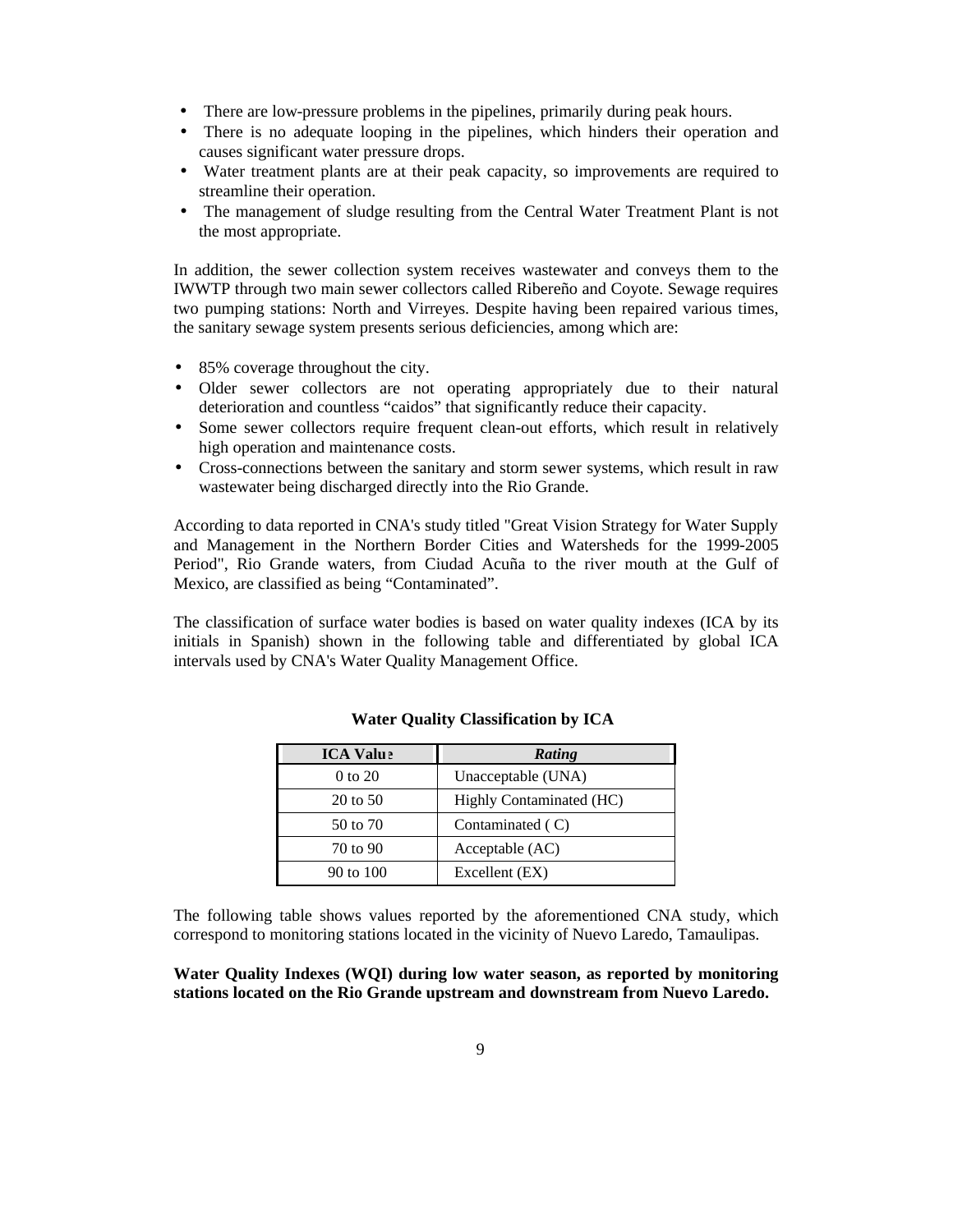- There are low-pressure problems in the pipelines, primarily during peak hours.
- There is no adequate looping in the pipelines, which hinders their operation and causes significant water pressure drops.
- Water treatment plants are at their peak capacity, so improvements are required to streamline their operation.
- The management of sludge resulting from the Central Water Treatment Plant is not the most appropriate.

In addition, the sewer collection system receives wastewater and conveys them to the IWWTP through two main sewer collectors called Ribereño and Coyote. Sewage requires two pumping stations: North and Virreyes. Despite having been repaired various times, the sanitary sewage system presents serious deficiencies, among which are:

- 85% coverage throughout the city.
- Older sewer collectors are not operating appropriately due to their natural deterioration and countless "caidos" that significantly reduce their capacity.
- Some sewer collectors require frequent clean-out efforts, which result in relatively high operation and maintenance costs.
- Cross-connections between the sanitary and storm sewer systems, which result in raw wastewater being discharged directly into the Rio Grande.

According to data reported in CNA's study titled "Great Vision Strategy for Water Supply and Management in the Northern Border Cities and Watersheds for the 1999-2005 Period", Rio Grande waters, from Ciudad Acuña to the river mouth at the Gulf of Mexico, are classified as being "Contaminated".

The classification of surface water bodies is based on water quality indexes (ICA by its initials in Spanish) shown in the following table and differentiated by global ICA intervals used by CNA's Water Quality Management Office.

**Water Quality Classification by ICA**

| ICA Value | *Rating* |
|---|---|
| 0 to 20 | Unacceptable (UNA) |
| 20 to 50 | Highly Contaminated (HC) |
| 50 to 70 | Contaminated ( C) |
| 70 to 90 | Acceptable (AC) |
| 90 to 100 | Excellent (EX) |

The following table shows values reported by the aforementioned CNA study, which correspond to monitoring stations located in the vicinity of Nuevo Laredo, Tamaulipas.

**Water Quality Indexes (WQI) during low water season, as reported by monitoring stations located on the Rio Grande upstream and downstream from Nuevo Laredo.**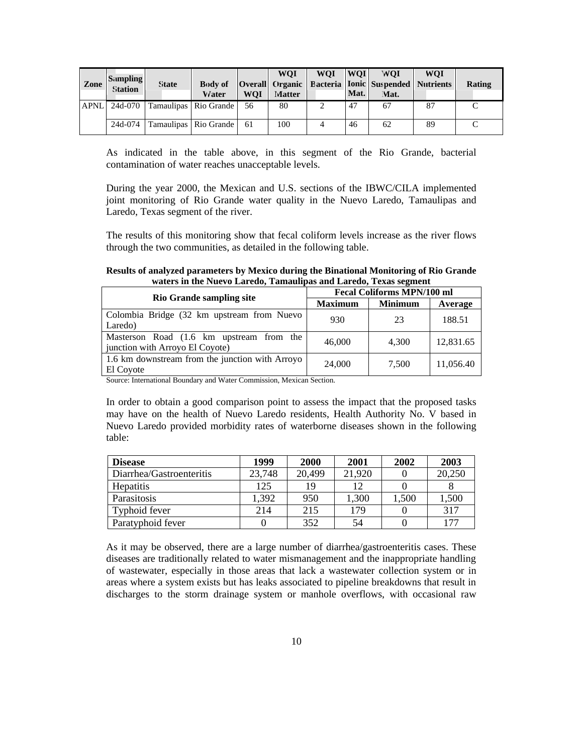| Zone | Sampling Station | State | Body of Water | Overall WQI | WQI Organic Matter | WQI Bacteria | WQI Ionic Mat. | WQI Suspended Mat. | WQI Nutrients | Rating |
|---|---|---|---|---|---|---|---|---|---|---|
| APNL | 24d-070 | Tamaulipas | Rio Grande | 56 | 80 | 2 | 47 | 67 | 87 | C |
| | 24d-074 | Tamaulipas | Rio Grande | 61 | 100 | 4 | 46 | 62 | 89 | C |

As indicated in the table above, in this segment of the Rio Grande, bacterial contamination of water reaches unacceptable levels.

During the year 2000, the Mexican and U.S. sections of the IBWC/CILA implemented joint monitoring of Rio Grande water quality in the Nuevo Laredo, Tamaulipas and Laredo, Texas segment of the river.

The results of this monitoring show that fecal coliform levels increase as the river flows through the two communities, as detailed in the following table.

**Results of analyzed parameters by Mexico during the Binational Monitoring of Rio Grande waters in the Nuevo Laredo, Tamaulipas and Laredo, Texas segment**

| Rio Grande sampling site | Fecal Coliforms MPN/100 ml | | |
|---|---|---|---|
| | Maximum | Minimum | Average |
| Colombia Bridge (32 km upstream from Nuevo Laredo) | 930 | 23 | 188.51 |
| Masterson Road (1.6 km upstream from the junction with Arroyo El Coyote) | 46,000 | 4,300 | 12,831.65 |
| 1.6 km downstream from the junction with Arroyo El Coyote | 24,000 | 7,500 | 11,056.40 |

Source: International Boundary and Water Commission, Mexican Section.

In order to obtain a good comparison point to assess the impact that the proposed tasks may have on the health of Nuevo Laredo residents, Health Authority No. V based in Nuevo Laredo provided morbidity rates of waterborne diseases shown in the following table:

| Disease | 1999 | 2000 | 2001 | 2002 | 2003 |
|---|---|---|---|---|---|
| Diarrhea/Gastroenteritis | 23,748 | 20,499 | 21,920 | 0 | 20,250 |
| Hepatitis | 125 | 19 | 12 | 0 | 8 |
| Parasitosis | 1,392 | 950 | 1,300 | 1,500 | 1,500 |
| Typhoid fever | 214 | 215 | 179 | 0 | 317 |
| Paratyphoid fever | 0 | 352 | 54 | 0 | 177 |

As it may be observed, there are a large number of diarrhea/gastroenteritis cases. These diseases are traditionally related to water mismanagement and the inappropriate handling of wastewater, especially in those areas that lack a wastewater collection system or in areas where a system exists but has leaks associated to pipeline breakdowns that result in discharges to the storm drainage system or manhole overflows, with occasional raw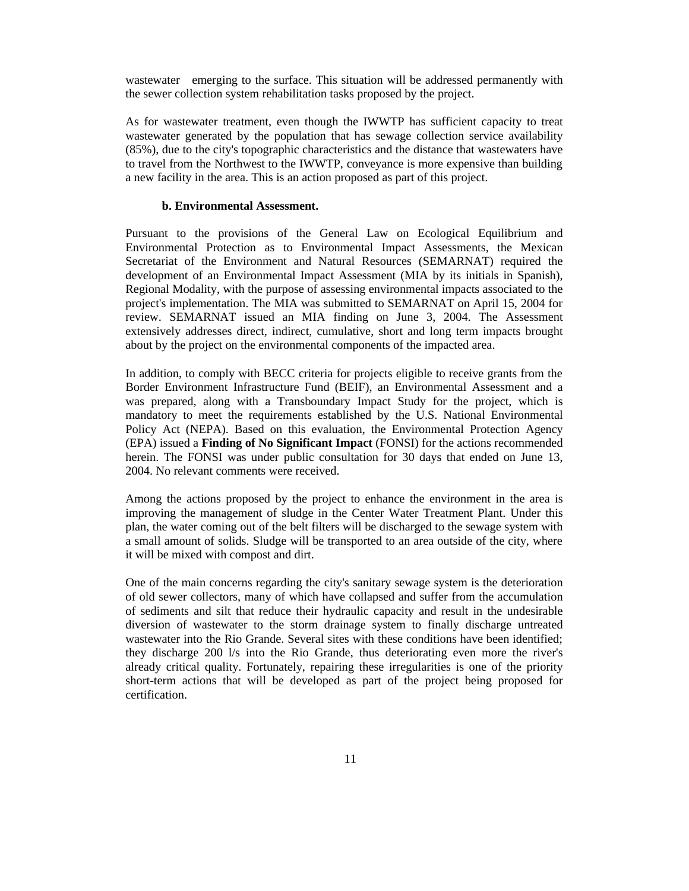wastewater emerging to the surface. This situation will be addressed permanently with the sewer collection system rehabilitation tasks proposed by the project.

As for wastewater treatment, even though the IWWTP has sufficient capacity to treat wastewater generated by the population that has sewage collection service availability (85%), due to the city's topographic characteristics and the distance that wastewaters have to travel from the Northwest to the IWWTP, conveyance is more expensive than building a new facility in the area. This is an action proposed as part of this project.

### b. Environmental Assessment.

Pursuant to the provisions of the General Law on Ecological Equilibrium and Environmental Protection as to Environmental Impact Assessments, the Mexican Secretariat of the Environment and Natural Resources (SEMARNAT) required the development of an Environmental Impact Assessment (MIA by its initials in Spanish), Regional Modality, with the purpose of assessing environmental impacts associated to the project's implementation. The MIA was submitted to SEMARNAT on April 15, 2004 for review. SEMARNAT issued an MIA finding on June 3, 2004. The Assessment extensively addresses direct, indirect, cumulative, short and long term impacts brought about by the project on the environmental components of the impacted area.

In addition, to comply with BECC criteria for projects eligible to receive grants from the Border Environment Infrastructure Fund (BEIF), an Environmental Assessment and a was prepared, along with a Transboundary Impact Study for the project, which is mandatory to meet the requirements established by the U.S. National Environmental Policy Act (NEPA). Based on this evaluation, the Environmental Protection Agency (EPA) issued a **Finding of No Significant Impact** (FONSI) for the actions recommended herein. The FONSI was under public consultation for 30 days that ended on June 13, 2004. No relevant comments were received.

Among the actions proposed by the project to enhance the environment in the area is improving the management of sludge in the Center Water Treatment Plant. Under this plan, the water coming out of the belt filters will be discharged to the sewage system with a small amount of solids. Sludge will be transported to an area outside of the city, where it will be mixed with compost and dirt.

One of the main concerns regarding the city's sanitary sewage system is the deterioration of old sewer collectors, many of which have collapsed and suffer from the accumulation of sediments and silt that reduce their hydraulic capacity and result in the undesirable diversion of wastewater to the storm drainage system to finally discharge untreated wastewater into the Rio Grande. Several sites with these conditions have been identified; they discharge 200 l/s into the Rio Grande, thus deteriorating even more the river's already critical quality. Fortunately, repairing these irregularities is one of the priority short-term actions that will be developed as part of the project being proposed for certification.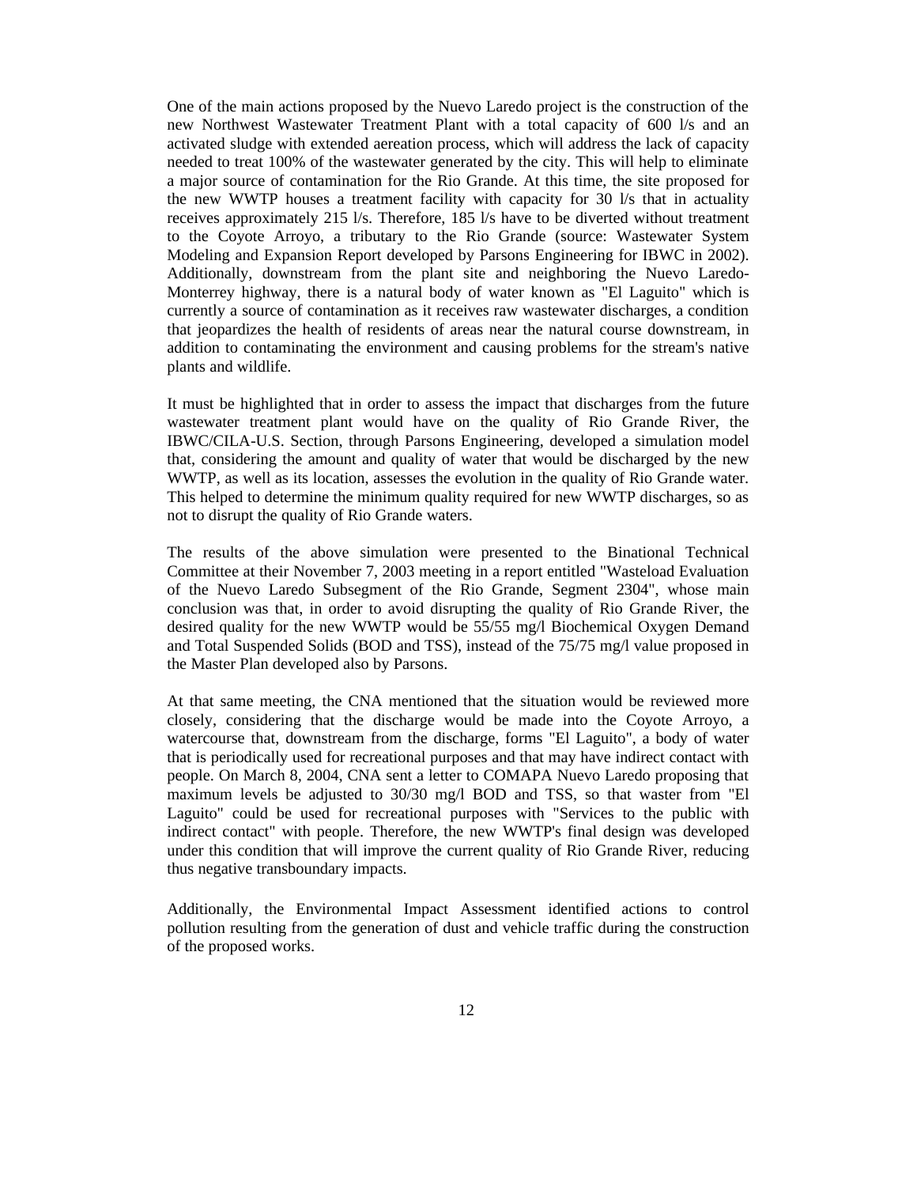One of the main actions proposed by the Nuevo Laredo project is the construction of the new Northwest Wastewater Treatment Plant with a total capacity of 600 l/s and an activated sludge with extended aeration process, which will address the lack of capacity needed to treat 100% of the wastewater generated by the city. This will help to eliminate a major source of contamination for the Rio Grande. At this time, the site proposed for the new WWTP houses a treatment facility with capacity for 30 l/s that in actuality receives approximately 215 l/s. Therefore, 185 l/s have to be diverted without treatment to the Coyote Arroyo, a tributary to the Rio Grande (source: Wastewater System Modeling and Expansion Report developed by Parsons Engineering for IBWC in 2002). Additionally, downstream from the plant site and neighboring the Nuevo Laredo-Monterrey highway, there is a natural body of water known as "El Laguito" which is currently a source of contamination as it receives raw wastewater discharges, a condition that jeopardizes the health of residents of areas near the natural course downstream, in addition to contaminating the environment and causing problems for the stream's native plants and wildlife.

It must be highlighted that in order to assess the impact that discharges from the future wastewater treatment plant would have on the quality of Rio Grande River, the IBWC/CILA-U.S. Section, through Parsons Engineering, developed a simulation model that, considering the amount and quality of water that would be discharged by the new WWTP, as well as its location, assesses the evolution in the quality of Rio Grande water. This helped to determine the minimum quality required for new WWTP discharges, so as not to disrupt the quality of Rio Grande waters.

The results of the above simulation were presented to the Binational Technical Committee at their November 7, 2003 meeting in a report entitled "Wasteload Evaluation of the Nuevo Laredo Subsegment of the Rio Grande, Segment 2304", whose main conclusion was that, in order to avoid disrupting the quality of Rio Grande River, the desired quality for the new WWTP would be 55/55 mg/l Biochemical Oxygen Demand and Total Suspended Solids (BOD and TSS), instead of the 75/75 mg/l value proposed in the Master Plan developed also by Parsons.

At that same meeting, the CNA mentioned that the situation would be reviewed more closely, considering that the discharge would be made into the Coyote Arroyo, a watercourse that, downstream from the discharge, forms "El Laguito", a body of water that is periodically used for recreational purposes and that may have indirect contact with people. On March 8, 2004, CNA sent a letter to COMAPA Nuevo Laredo proposing that maximum levels be adjusted to 30/30 mg/l BOD and TSS, so that waster from "El Laguito" could be used for recreational purposes with "Services to the public with indirect contact" with people. Therefore, the new WWTP's final design was developed under this condition that will improve the current quality of Rio Grande River, reducing thus negative transboundary impacts.

Additionally, the Environmental Impact Assessment identified actions to control pollution resulting from the generation of dust and vehicle traffic during the construction of the proposed works.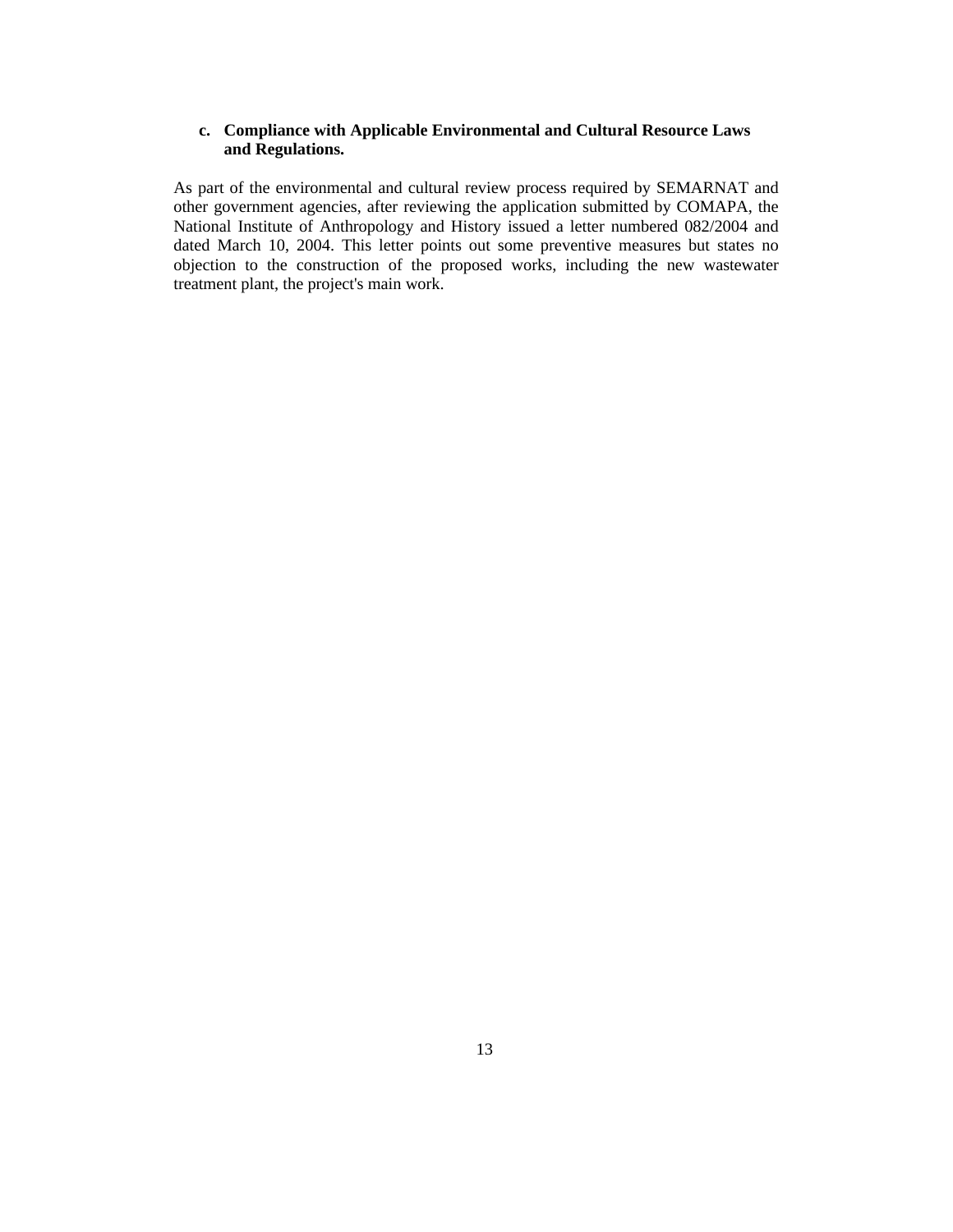**c. Compliance with Applicable Environmental and Cultural Resource Laws and Regulations.**

As part of the environmental and cultural review process required by SEMARNAT and other government agencies, after reviewing the application submitted by COMAPA, the National Institute of Anthropology and History issued a letter numbered 082/2004 and dated March 10, 2004. This letter points out some preventive measures but states no objection to the construction of the proposed works, including the new wastewater treatment plant, the project's main work.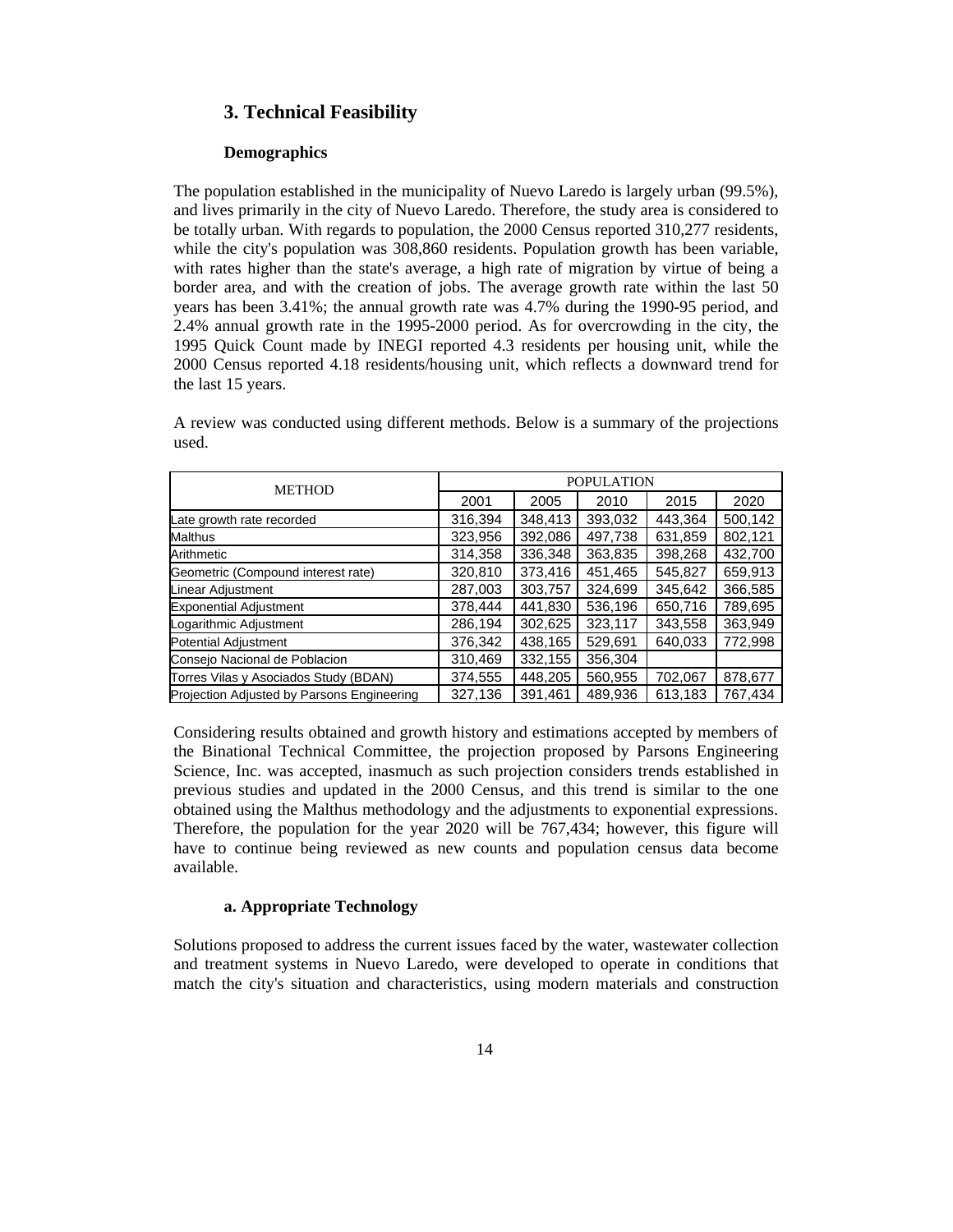## 3. Technical Feasibility

### Demographics

The population established in the municipality of Nuevo Laredo is largely urban (99.5%), and lives primarily in the city of Nuevo Laredo. Therefore, the study area is considered to be totally urban. With regards to population, the 2000 Census reported 310,277 residents, while the city's population was 308,860 residents. Population growth has been variable, with rates higher than the state's average, a high rate of migration by virtue of being a border area, and with the creation of jobs. The average growth rate within the last 50 years has been 3.41%; the annual growth rate was 4.7% during the 1990-95 period, and 2.4% annual growth rate in the 1995-2000 period. As for overcrowding in the city, the 1995 Quick Count made by INEGI reported 4.3 residents per housing unit, while the 2000 Census reported 4.18 residents/housing unit, which reflects a downward trend for the last 15 years.

A review was conducted using different methods. Below is a summary of the projections used.

| METHOD | POPULATION | | | | |
|---|---|---|---|---|---|
| | 2001 | 2005 | 2010 | 2015 | 2020 |
| Late growth rate recorded | 316,394 | 348,413 | 393,032 | 443,364 | 500,142 |
| Malthus | 323,956 | 392,086 | 497,738 | 631,859 | 802,121 |
| Arithmetic | 314,358 | 336,348 | 363,835 | 398,268 | 432,700 |
| Geometric (Compound interest rate) | 320,810 | 373,416 | 451,465 | 545,827 | 659,913 |
| Linear Adjustment | 287,003 | 303,757 | 324,699 | 345,642 | 366,585 |
| Exponential Adjustment | 378,444 | 441,830 | 536,196 | 650,716 | 789,695 |
| Logarithmic Adjustment | 286,194 | 302,625 | 323,117 | 343,558 | 363,949 |
| Potential Adjustment | 376,342 | 438,165 | 529,691 | 640,033 | 772,998 |
| Consejo Nacional de Poblacion | 310,469 | 332,155 | 356,304 | | |
| Torres Vilas y Asociados Study (BDAN) | 374,555 | 448,205 | 560,955 | 702,067 | 878,677 |
| Projection Adjusted by Parsons Engineering | 327,136 | 391,461 | 489,936 | 613,183 | 767,434 |

Considering results obtained and growth history and estimations accepted by members of the Binational Technical Committee, the projection proposed by Parsons Engineering Science, Inc. was accepted, inasmuch as such projection considers trends established in previous studies and updated in the 2000 Census, and this trend is similar to the one obtained using the Malthus methodology and the adjustments to exponential expressions. Therefore, the population for the year 2020 will be 767,434; however, this figure will have to continue being reviewed as new counts and population census data become available.

### a. Appropriate Technology

Solutions proposed to address the current issues faced by the water, wastewater collection and treatment systems in Nuevo Laredo, were developed to operate in conditions that match the city's situation and characteristics, using modern materials and construction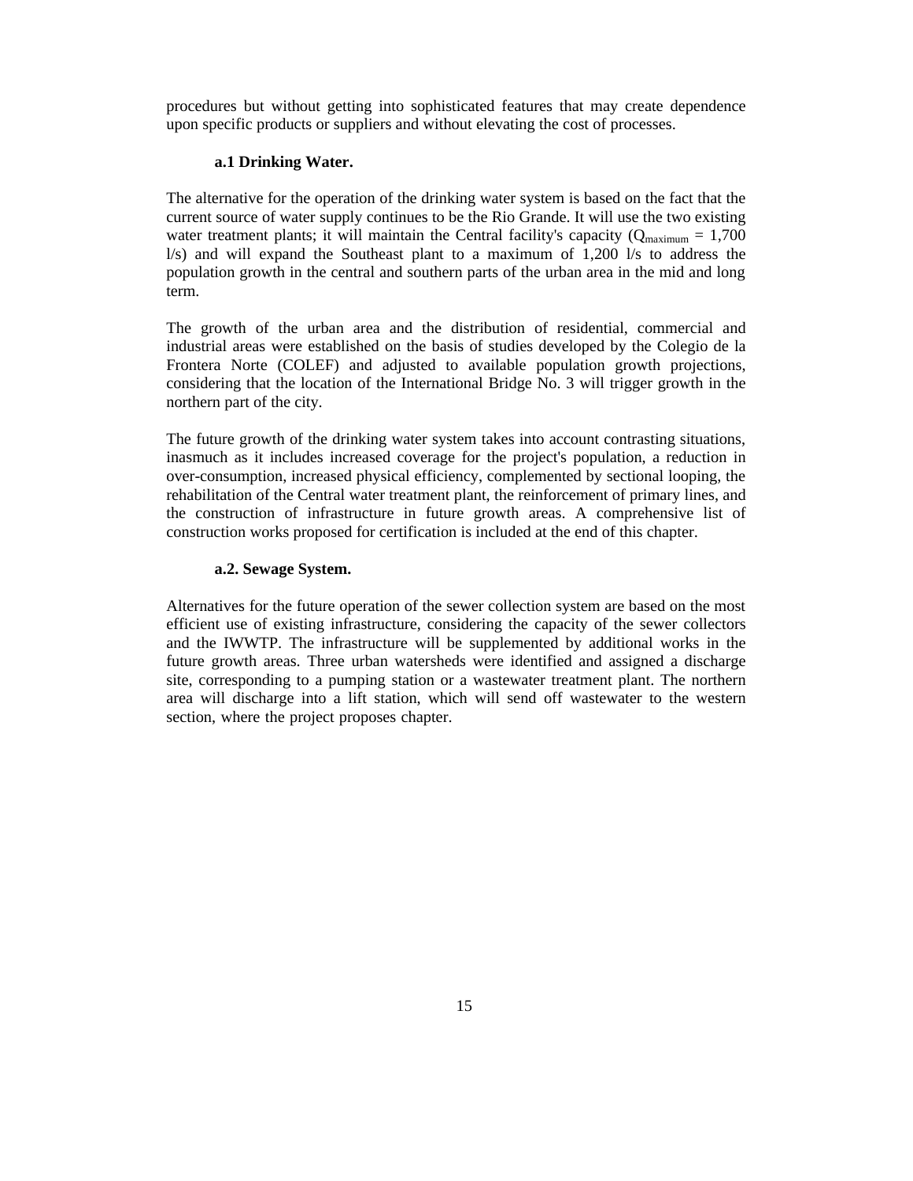procedures but without getting into sophisticated features that may create dependence upon specific products or suppliers and without elevating the cost of processes.

### a.1 Drinking Water.

The alternative for the operation of the drinking water system is based on the fact that the current source of water supply continues to be the Rio Grande. It will use the two existing water treatment plants; it will maintain the Central facility's capacity ($Q_{maximum}$ = 1,700 l/s) and will expand the Southeast plant to a maximum of 1,200 l/s to address the population growth in the central and southern parts of the urban area in the mid and long term.

The growth of the urban area and the distribution of residential, commercial and industrial areas were established on the basis of studies developed by the Colegio de la Frontera Norte (COLEF) and adjusted to available population growth projections, considering that the location of the International Bridge No. 3 will trigger growth in the northern part of the city.

The future growth of the drinking water system takes into account contrasting situations, inasmuch as it includes increased coverage for the project's population, a reduction in over-consumption, increased physical efficiency, complemented by sectional looping, the rehabilitation of the Central water treatment plant, the reinforcement of primary lines, and the construction of infrastructure in future growth areas. A comprehensive list of construction works proposed for certification is included at the end of this chapter.

### a.2. Sewage System.

Alternatives for the future operation of the sewer collection system are based on the most efficient use of existing infrastructure, considering the capacity of the sewer collectors and the IWWTP. The infrastructure will be supplemented by additional works in the future growth areas. Three urban watersheds were identified and assigned a discharge site, corresponding to a pumping station or a wastewater treatment plant. The northern area will discharge into a lift station, which will send off wastewater to the western section, where the project proposes chapter.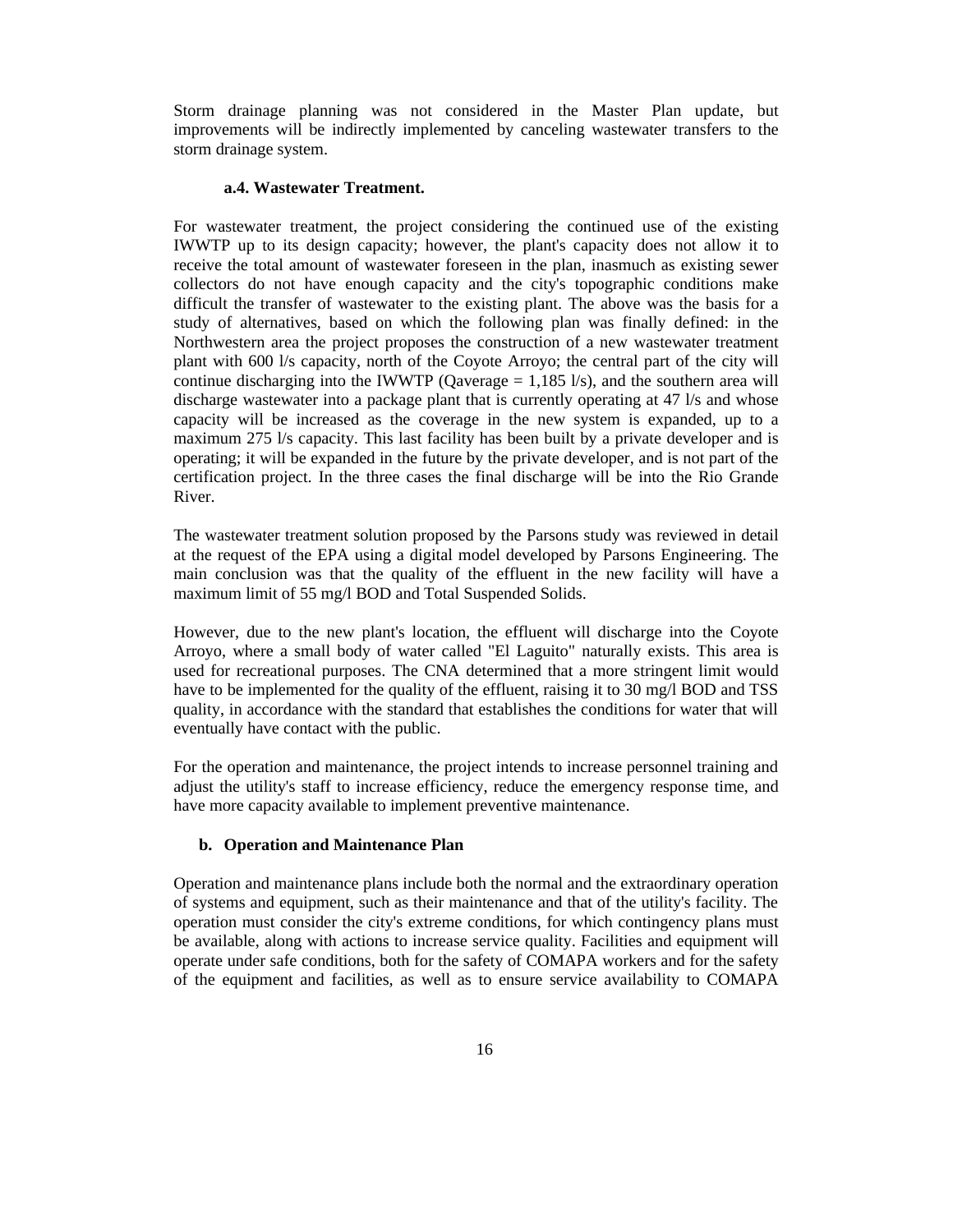Storm drainage planning was not considered in the Master Plan update, but improvements will be indirectly implemented by canceling wastewater transfers to the storm drainage system.

#### a.4. Wastewater Treatment.

For wastewater treatment, the project considering the continued use of the existing IWWTP up to its design capacity; however, the plant's capacity does not allow it to receive the total amount of wastewater foreseen in the plan, inasmuch as existing sewer collectors do not have enough capacity and the city's topographic conditions make difficult the transfer of wastewater to the existing plant. The above was the basis for a study of alternatives, based on which the following plan was finally defined: in the Northwestern area the project proposes the construction of a new wastewater treatment plant with 600 l/s capacity, north of the Coyote Arroyo; the central part of the city will continue discharging into the IWWTP (Qaverage = 1,185 l/s), and the southern area will discharge wastewater into a package plant that is currently operating at 47 l/s and whose capacity will be increased as the coverage in the new system is expanded, up to a maximum 275 l/s capacity. This last facility has been built by a private developer and is operating; it will be expanded in the future by the private developer, and is not part of the certification project. In the three cases the final discharge will be into the Rio Grande River.

The wastewater treatment solution proposed by the Parsons study was reviewed in detail at the request of the EPA using a digital model developed by Parsons Engineering. The main conclusion was that the quality of the effluent in the new facility will have a maximum limit of 55 mg/l BOD and Total Suspended Solids.

However, due to the new plant's location, the effluent will discharge into the Coyote Arroyo, where a small body of water called "El Laguito" naturally exists. This area is used for recreational purposes. The CNA determined that a more stringent limit would have to be implemented for the quality of the effluent, raising it to 30 mg/l BOD and TSS quality, in accordance with the standard that establishes the conditions for water that will eventually have contact with the public.

For the operation and maintenance, the project intends to increase personnel training and adjust the utility's staff to increase efficiency, reduce the emergency response time, and have more capacity available to implement preventive maintenance.

### b. Operation and Maintenance Plan

Operation and maintenance plans include both the normal and the extraordinary operation of systems and equipment, such as their maintenance and that of the utility's facility. The operation must consider the city's extreme conditions, for which contingency plans must be available, along with actions to increase service quality. Facilities and equipment will operate under safe conditions, both for the safety of COMAPA workers and for the safety of the equipment and facilities, as well as to ensure service availability to COMAPA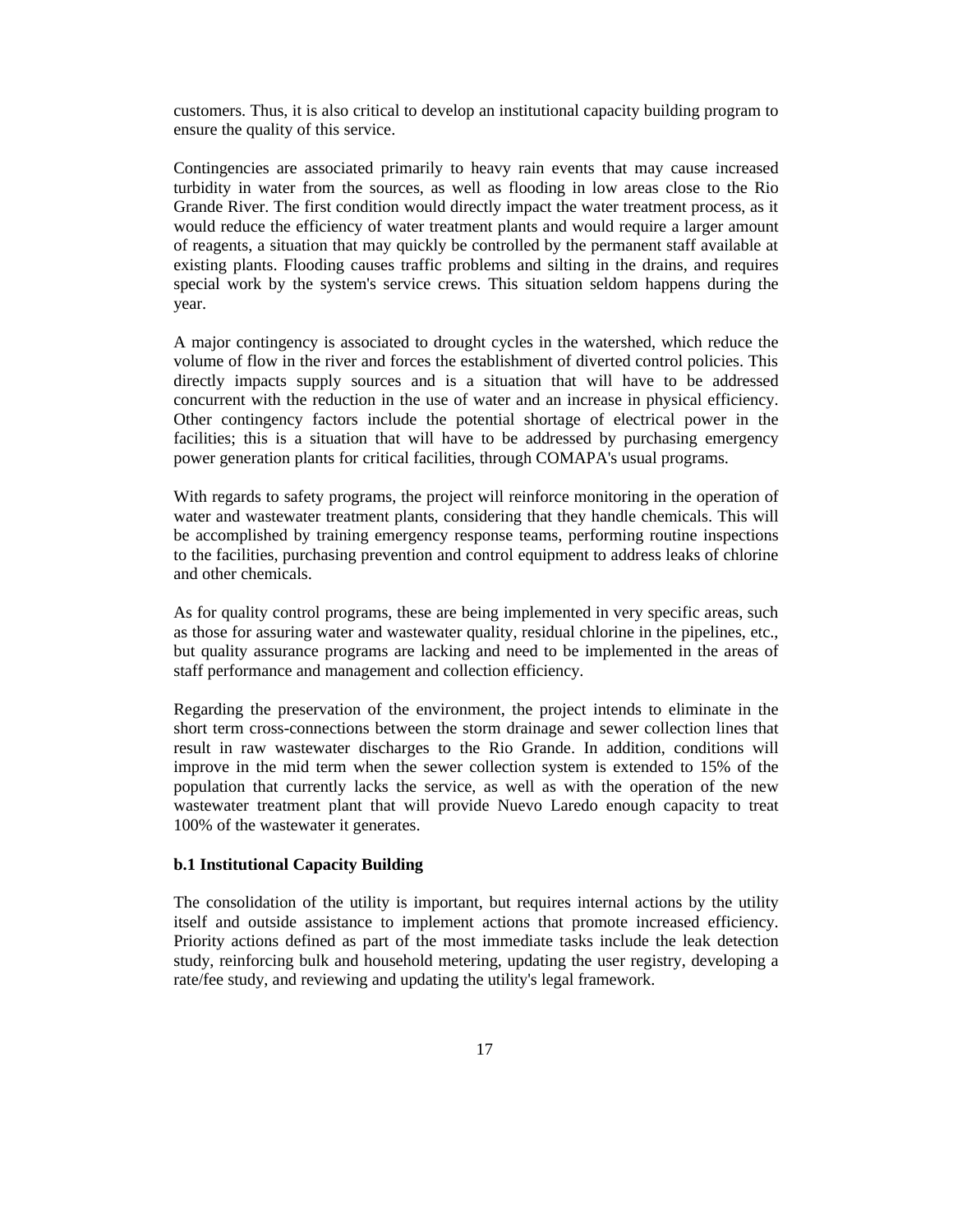customers. Thus, it is also critical to develop an institutional capacity building program to ensure the quality of this service.

Contingencies are associated primarily to heavy rain events that may cause increased turbidity in water from the sources, as well as flooding in low areas close to the Rio Grande River. The first condition would directly impact the water treatment process, as it would reduce the efficiency of water treatment plants and would require a larger amount of reagents, a situation that may quickly be controlled by the permanent staff available at existing plants. Flooding causes traffic problems and silting in the drains, and requires special work by the system's service crews. This situation seldom happens during the year.

A major contingency is associated to drought cycles in the watershed, which reduce the volume of flow in the river and forces the establishment of diverted control policies. This directly impacts supply sources and is a situation that will have to be addressed concurrent with the reduction in the use of water and an increase in physical efficiency. Other contingency factors include the potential shortage of electrical power in the facilities; this is a situation that will have to be addressed by purchasing emergency power generation plants for critical facilities, through COMAPA's usual programs.

With regards to safety programs, the project will reinforce monitoring in the operation of water and wastewater treatment plants, considering that they handle chemicals. This will be accomplished by training emergency response teams, performing routine inspections to the facilities, purchasing prevention and control equipment to address leaks of chlorine and other chemicals.

As for quality control programs, these are being implemented in very specific areas, such as those for assuring water and wastewater quality, residual chlorine in the pipelines, etc., but quality assurance programs are lacking and need to be implemented in the areas of staff performance and management and collection efficiency.

Regarding the preservation of the environment, the project intends to eliminate in the short term cross-connections between the storm drainage and sewer collection lines that result in raw wastewater discharges to the Rio Grande. In addition, conditions will improve in the mid term when the sewer collection system is extended to 15% of the population that currently lacks the service, as well as with the operation of the new wastewater treatment plant that will provide Nuevo Laredo enough capacity to treat 100% of the wastewater it generates.

**b.1 Institutional Capacity Building**

The consolidation of the utility is important, but requires internal actions by the utility itself and outside assistance to implement actions that promote increased efficiency. Priority actions defined as part of the most immediate tasks include the leak detection study, reinforcing bulk and household metering, updating the user registry, developing a rate/fee study, and reviewing and updating the utility's legal framework.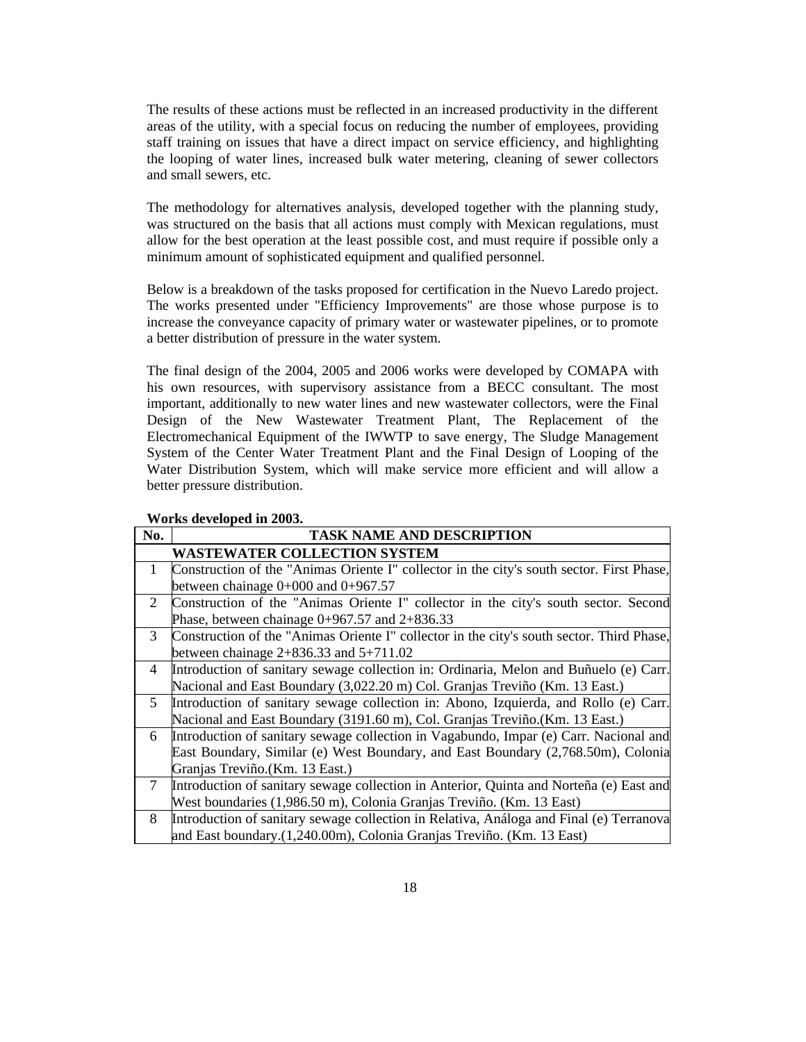The results of these actions must be reflected in an increased productivity in the different areas of the utility, with a special focus on reducing the number of employees, providing staff training on issues that have a direct impact on service efficiency, and highlighting the looping of water lines, increased bulk water metering, cleaning of sewer collectors and small sewers, etc.

The methodology for alternatives analysis, developed together with the planning study, was structured on the basis that all actions must comply with Mexican regulations, must allow for the best operation at the least possible cost, and must require if possible only a minimum amount of sophisticated equipment and qualified personnel.

Below is a breakdown of the tasks proposed for certification in the Nuevo Laredo project. The works presented under "Efficiency Improvements" are those whose purpose is to increase the conveyance capacity of primary water or wastewater pipelines, or to promote a better distribution of pressure in the water system.

The final design of the 2004, 2005 and 2006 works were developed by COMAPA with his own resources, with supervisory assistance from a BECC consultant. The most important, additionally to new water lines and new wastewater collectors, were the Final Design of the New Wastewater Treatment Plant, The Replacement of the Electromechanical Equipment of the IWWTP to save energy, The Sludge Management System of the Center Water Treatment Plant and the Final Design of Looping of the Water Distribution System, which will make service more efficient and will allow a better pressure distribution.

**Works developed in 2003.**

| No. | TASK NAME AND DESCRIPTION |
|---|---|
| | **WASTEWATER COLLECTION SYSTEM** |
| 1 | Construction of the "Animas Oriente I" collector in the city's south sector. First Phase, between chainage 0+000 and 0+967.57 |
| 2 | Construction of the "Animas Oriente I" collector in the city's south sector. Second Phase, between chainage 0+967.57 and 2+836.33 |
| 3 | Construction of the "Animas Oriente I" collector in the city's south sector. Third Phase, between chainage 2+836.33 and 5+711.02 |
| 4 | Introduction of sanitary sewage collection in: Ordinaria, Melon and Buñuelo (e) Carr. Nacional and East Boundary (3,022.20 m) Col. Granjas Treviño (Km. 13 East.) |
| 5 | Introduction of sanitary sewage collection in: Abono, Izquierda, and Rollo (e) Carr. Nacional and East Boundary (3191.60 m), Col. Granjas Treviño.(Km. 13 East.) |
| 6 | Introduction of sanitary sewage collection in Vagabundo, Impar (e) Carr. Nacional and East Boundary, Similar (e) West Boundary, and East Boundary (2,768.50m), Colonia Granjas Treviño.(Km. 13 East.) |
| 7 | Introduction of sanitary sewage collection in Anterior, Quinta and Norteña (e) East and West boundaries (1,986.50 m), Colonia Granjas Treviño. (Km. 13 East) |
| 8 | Introduction of sanitary sewage collection in Relativa, Análoga and Final (e) Terranova and East boundary.(1,240.00m), Colonia Granjas Treviño. (Km. 13 East) |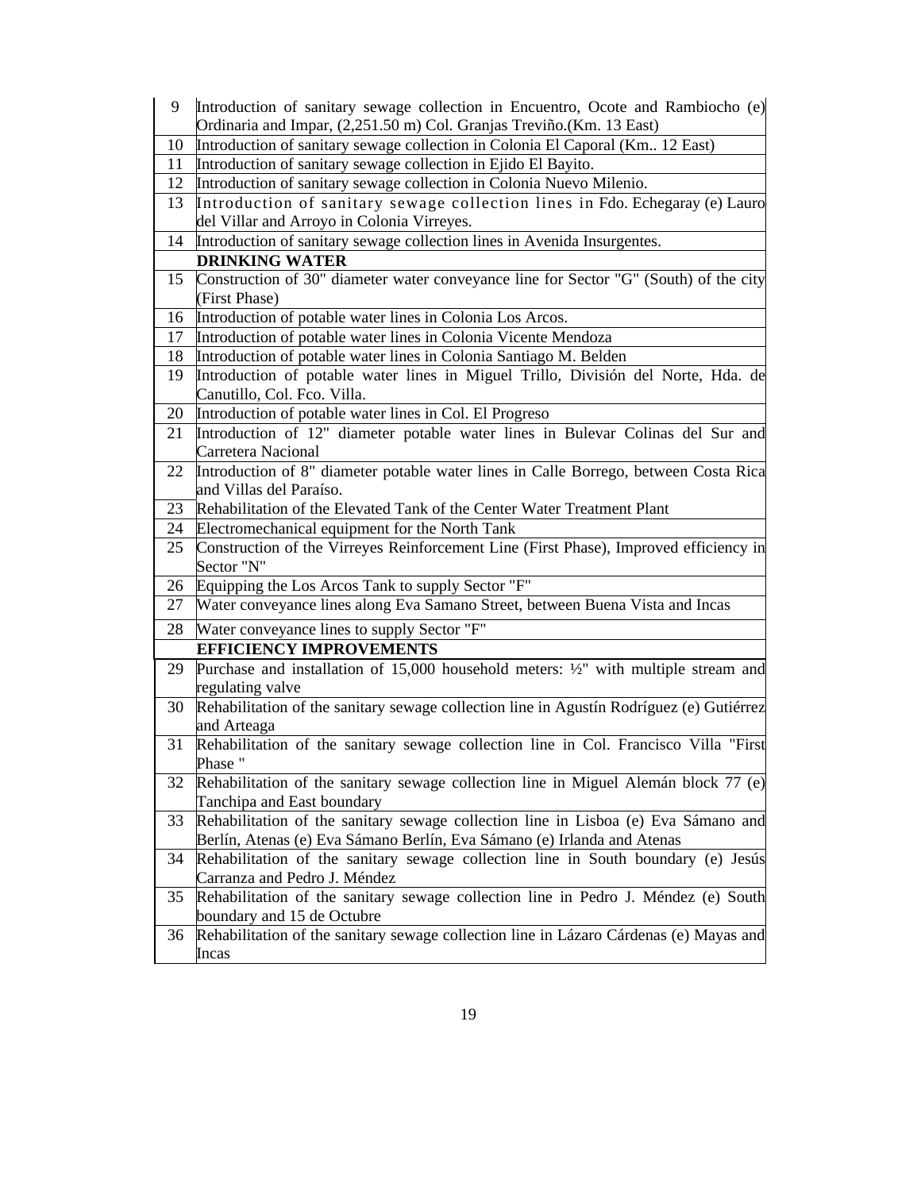| | |
|---|---|
| 9 | Introduction of sanitary sewage collection in Encuentro, Ocote and Rambiocho (e) Ordinaria and Impar, (2,251.50 m) Col. Granjas Treviño.(Km. 13 East) |
| 10 | Introduction of sanitary sewage collection in Colonia El Caporal (Km.. 12 East) |
| 11 | Introduction of sanitary sewage collection in Ejido El Bayito. |
| 12 | Introduction of sanitary sewage collection in Colonia Nuevo Milenio. |
| 13 | Introduction of sanitary sewage collection lines in Fdo. Echegaray (e) Lauro del Villar and Arroyo in Colonia Virreyes. |
| 14 | Introduction of sanitary sewage collection lines in Avenida Insurgentes. |
| | **DRINKING WATER** |
| 15 | Construction of 30" diameter water conveyance line for Sector "G" (South) of the city (First Phase) |
| 16 | Introduction of potable water lines in Colonia Los Arcos. |
| 17 | Introduction of potable water lines in Colonia Vicente Mendoza |
| 18 | Introduction of potable water lines in Colonia Santiago M. Belden |
| 19 | Introduction of potable water lines in Miguel Trillo, División del Norte, Hda. de Canutillo, Col. Fco. Villa. |
| 20 | Introduction of potable water lines in Col. El Progreso |
| 21 | Introduction of 12" diameter potable water lines in Bulevar Colinas del Sur and Carretera Nacional |
| 22 | Introduction of 8" diameter potable water lines in Calle Borrego, between Costa Rica and Villas del Paraíso. |
| 23 | Rehabilitation of the Elevated Tank of the Center Water Treatment Plant |
| 24 | Electromechanical equipment for the North Tank |
| 25 | Construction of the Virreyes Reinforcement Line (First Phase), Improved efficiency in Sector "N" |
| 26 | Equipping the Los Arcos Tank to supply Sector "F" |
| 27 | Water conveyance lines along Eva Samano Street, between Buena Vista and Incas |
| 28 | Water conveyance lines to supply Sector "F" |
| | **EFFICIENCY IMPROVEMENTS** |
| 29 | Purchase and installation of 15,000 household meters: ½" with multiple stream and regulating valve |
| 30 | Rehabilitation of the sanitary sewage collection line in Agustín Rodríguez (e) Gutiérrez and Arteaga |
| 31 | Rehabilitation of the sanitary sewage collection line in Col. Francisco Villa "First Phase " |
| 32 | Rehabilitation of the sanitary sewage collection line in Miguel Alemán block 77 (e) Tanchipa and East boundary |
| 33 | Rehabilitation of the sanitary sewage collection line in Lisboa (e) Eva Sámano and Berlín, Atenas (e) Eva Sámano Berlín, Eva Sámano (e) Irlanda and Atenas |
| 34 | Rehabilitation of the sanitary sewage collection line in South boundary (e) Jesús Carranza and Pedro J. Méndez |
| 35 | Rehabilitation of the sanitary sewage collection line in Pedro J. Méndez (e) South boundary and 15 de Octubre |
| 36 | Rehabilitation of the sanitary sewage collection line in Lázaro Cárdenas (e) Mayas and Incas |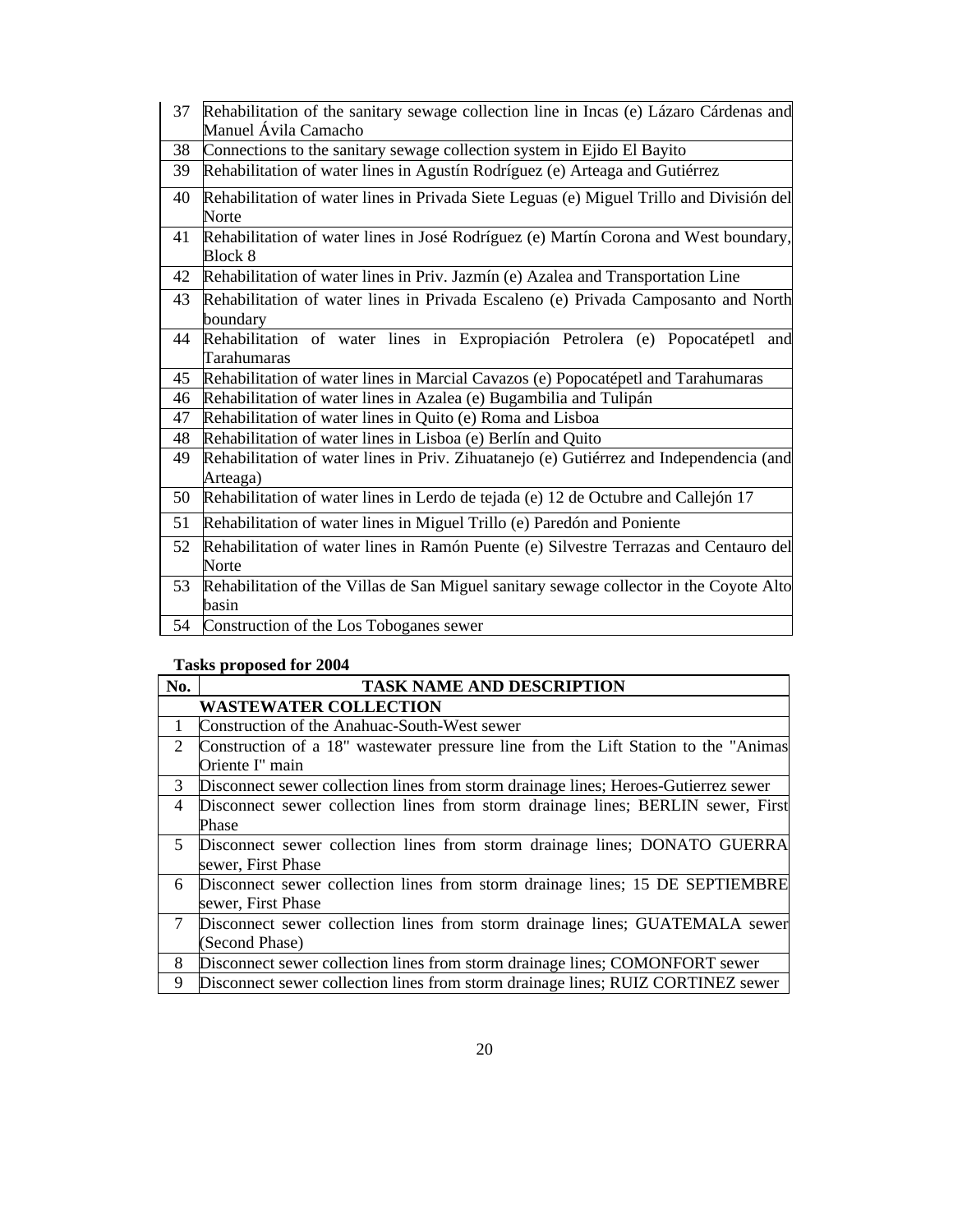| | |
|---|---|
| 37 | Rehabilitation of the sanitary sewage collection line in Incas (e) Lázaro Cárdenas and Manuel Ávila Camacho |
| 38 | Connections to the sanitary sewage collection system in Ejido El Bayito |
| 39 | Rehabilitation of water lines in Agustín Rodríguez (e) Arteaga and Gutiérrez |
| 40 | Rehabilitation of water lines in Privada Siete Leguas (e) Miguel Trillo and División del Norte |
| 41 | Rehabilitation of water lines in José Rodríguez (e) Martín Corona and West boundary, Block 8 |
| 42 | Rehabilitation of water lines in Priv. Jazmín (e) Azalea and Transportation Line |
| 43 | Rehabilitation of water lines in Privada Escaleno (e) Privada Camposanto and North boundary |
| 44 | Rehabilitation of water lines in Expropiación Petrolera (e) Popocatépetl and Tarahumaras |
| 45 | Rehabilitation of water lines in Marcial Cavazos (e) Popocatépetl and Tarahumaras |
| 46 | Rehabilitation of water lines in Azalea (e) Bugambilia and Tulipán |
| 47 | Rehabilitation of water lines in Quito (e) Roma and Lisboa |
| 48 | Rehabilitation of water lines in Lisboa (e) Berlín and Quito |
| 49 | Rehabilitation of water lines in Priv. Zihuatanejo (e) Gutiérrez and Independencia (and Arteaga) |
| 50 | Rehabilitation of water lines in Lerdo de tejada (e) 12 de Octubre and Callejón 17 |
| 51 | Rehabilitation of water lines in Miguel Trillo (e) Paredón and Poniente |
| 52 | Rehabilitation of water lines in Ramón Puente (e) Silvestre Terrazas and Centauro del Norte |
| 53 | Rehabilitation of the Villas de San Miguel sanitary sewage collector in the Coyote Alto basin |
| 54 | Construction of the Los Toboganes sewer |

**Tasks proposed for 2004**

| No. | TASK NAME AND DESCRIPTION |
|---|---|
| | **WASTEWATER COLLECTION** |
| 1 | Construction of the Anahuac-South-West sewer |
| 2 | Construction of a 18" wastewater pressure line from the Lift Station to the "Animas Oriente I" main |
| 3 | Disconnect sewer collection lines from storm drainage lines; Heroes-Gutierrez sewer |
| 4 | Disconnect sewer collection lines from storm drainage lines; BERLIN sewer, First Phase |
| 5 | Disconnect sewer collection lines from storm drainage lines; DONATO GUERRA sewer, First Phase |
| 6 | Disconnect sewer collection lines from storm drainage lines; 15 DE SEPTIEMBRE sewer, First Phase |
| 7 | Disconnect sewer collection lines from storm drainage lines; GUATEMALA sewer (Second Phase) |
| 8 | Disconnect sewer collection lines from storm drainage lines; COMONFORT sewer |
| 9 | Disconnect sewer collection lines from storm drainage lines; RUIZ CORTINEZ sewer |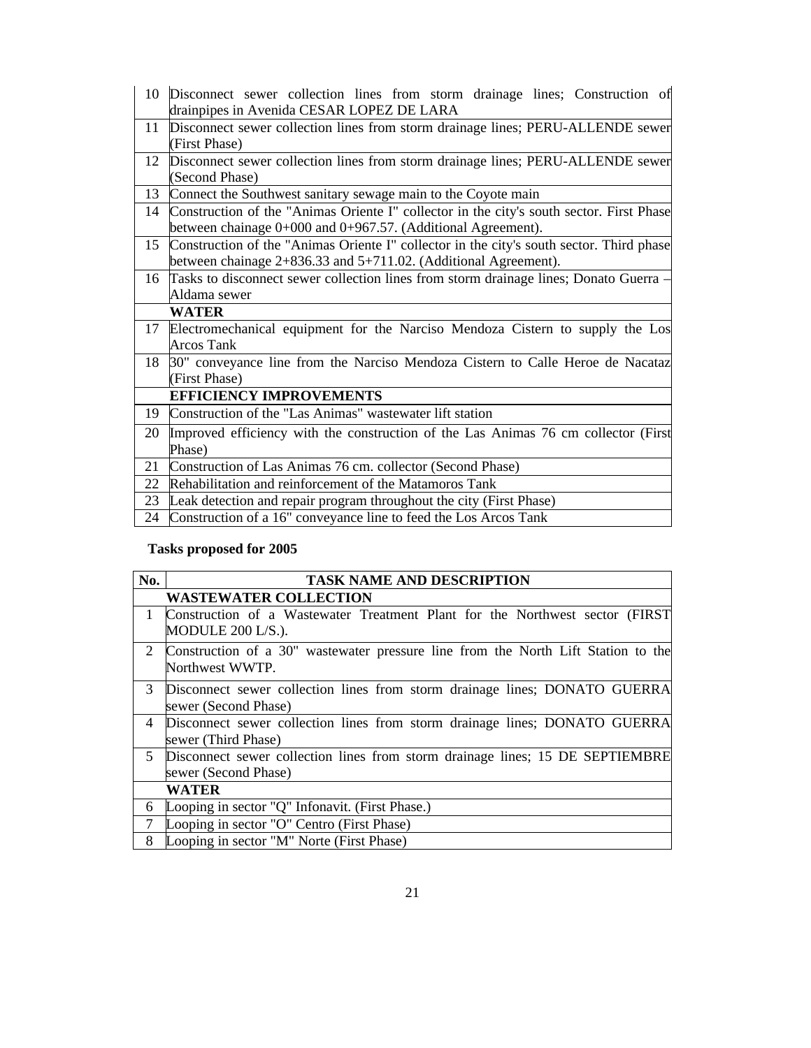| | |
|---|---|
| 10 | Disconnect sewer collection lines from storm drainage lines; Construction of drainpipes in Avenida CESAR LOPEZ DE LARA |
| 11 | Disconnect sewer collection lines from storm drainage lines; PERU-ALLENDE sewer (First Phase) |
| 12 | Disconnect sewer collection lines from storm drainage lines; PERU-ALLENDE sewer (Second Phase) |
| 13 | Connect the Southwest sanitary sewage main to the Coyote main |
| 14 | Construction of the "Animas Oriente I" collector in the city's south sector. First Phase between chainage 0+000 and 0+967.57. (Additional Agreement). |
| 15 | Construction of the "Animas Oriente I" collector in the city's south sector. Third phase between chainage 2+836.33 and 5+711.02. (Additional Agreement). |
| 16 | Tasks to disconnect sewer collection lines from storm drainage lines; Donato Guerra – Aldama sewer |
| | **WATER** |
| 17 | Electromechanical equipment for the Narciso Mendoza Cistern to supply the Los Arcos Tank |
| 18 | 30" conveyance line from the Narciso Mendoza Cistern to Calle Heroe de Nacataz (First Phase) |
| | **EFFICIENCY IMPROVEMENTS** |
| 19 | Construction of the "Las Animas" wastewater lift station |
| 20 | Improved efficiency with the construction of the Las Animas 76 cm collector (First Phase) |
| 21 | Construction of Las Animas 76 cm. collector (Second Phase) |
| 22 | Rehabilitation and reinforcement of the Matamoros Tank |
| 23 | Leak detection and repair program throughout the city (First Phase) |
| 24 | Construction of a 16" conveyance line to feed the Los Arcos Tank |

**Tasks proposed for 2005**

| No. | TASK NAME AND DESCRIPTION |
|---|---|
| | **WASTEWATER COLLECTION** |
| 1 | Construction of a Wastewater Treatment Plant for the Northwest sector (FIRST MODULE 200 L/S.). |
| 2 | Construction of a 30" wastewater pressure line from the North Lift Station to the Northwest WWTP. |
| 3 | Disconnect sewer collection lines from storm drainage lines; DONATO GUERRA sewer (Second Phase) |
| 4 | Disconnect sewer collection lines from storm drainage lines; DONATO GUERRA sewer (Third Phase) |
| 5 | Disconnect sewer collection lines from storm drainage lines; 15 DE SEPTIEMBRE sewer (Second Phase) |
| | **WATER** |
| 6 | Looping in sector "Q" Infonavit. (First Phase.) |
| 7 | Looping in sector "O" Centro (First Phase) |
| 8 | Looping in sector "M" Norte (First Phase) |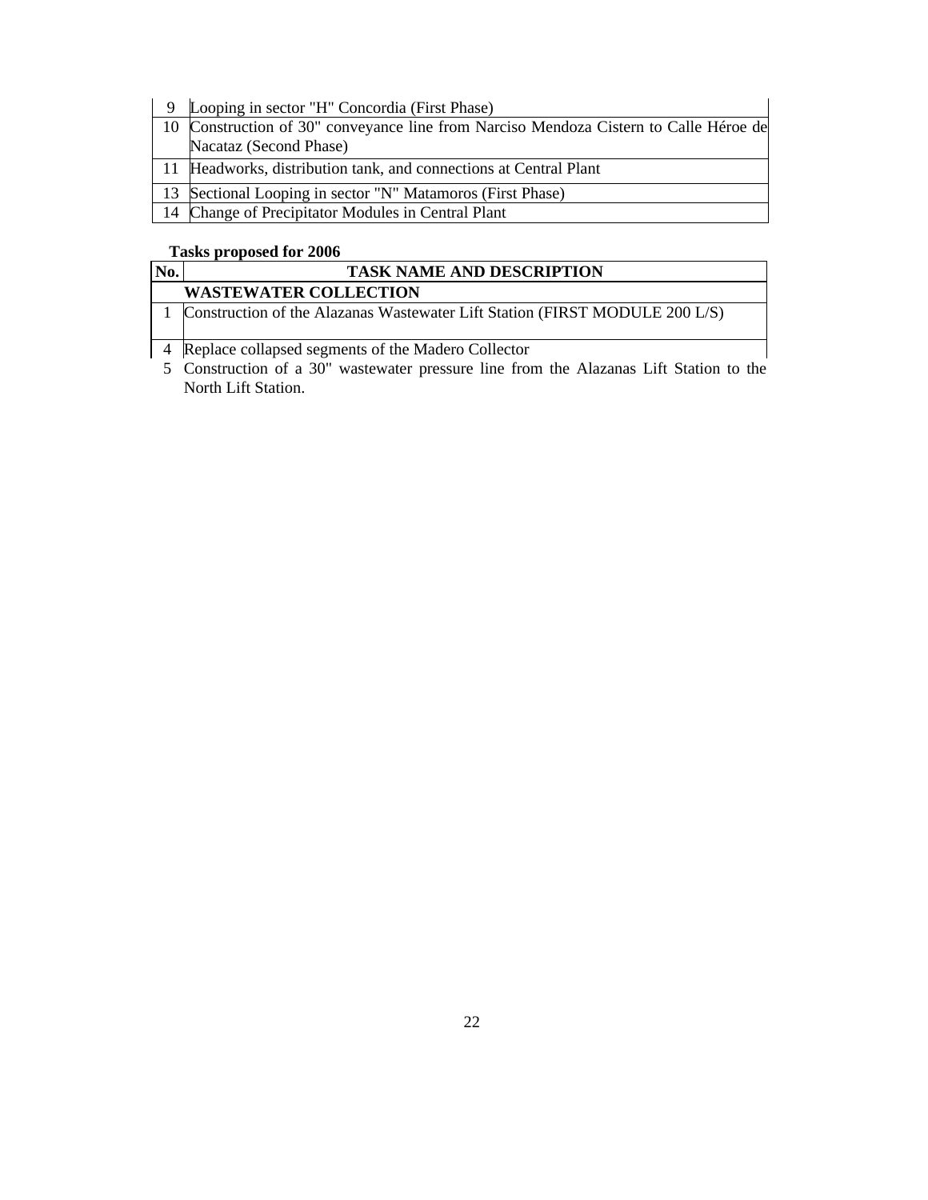| | |
|---|---|
| 9 | Looping in sector "H" Concordia (First Phase) |
| 10 | Construction of 30" conveyance line from Narciso Mendoza Cistern to Calle Héroe de Nacataz (Second Phase) |
| 11 | Headworks, distribution tank, and connections at Central Plant |
| 13 | Sectional Looping in sector "N" Matamoros (First Phase) |
| 14 | Change of Precipitator Modules in Central Plant |

**Tasks proposed for 2006**

| No. | TASK NAME AND DESCRIPTION |
|---|---|
| | **WASTEWATER COLLECTION** |
| 1 | Construction of the Alazanas Wastewater Lift Station (FIRST MODULE 200 L/S) |
| 4 | Replace collapsed segments of the Madero Collector |
| 5 | Construction of a 30" wastewater pressure line from the Alazanas Lift Station to the North Lift Station. |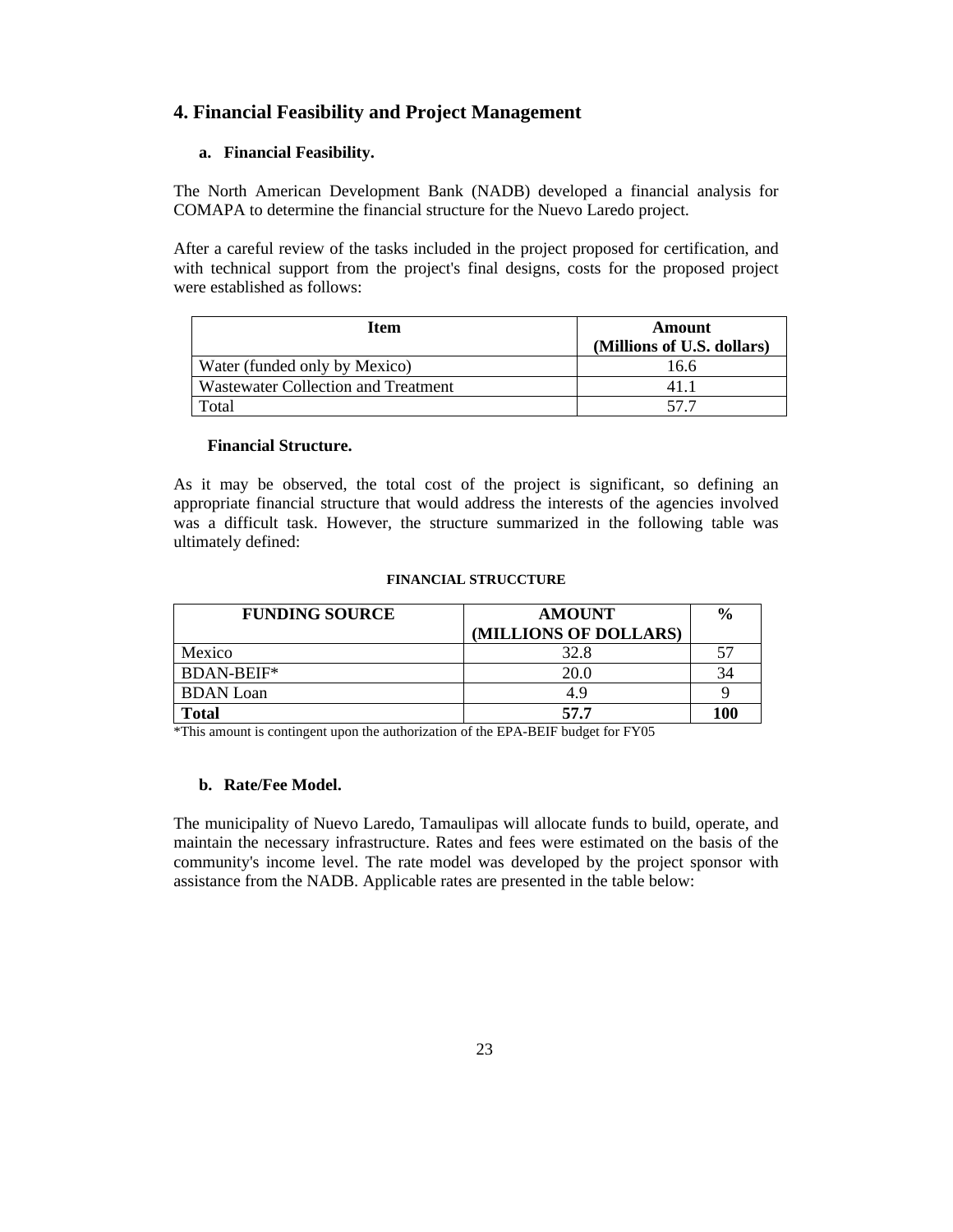## 4. Financial Feasibility and Project Management

### a. Financial Feasibility.

The North American Development Bank (NADB) developed a financial analysis for COMAPA to determine the financial structure for the Nuevo Laredo project.

After a careful review of the tasks included in the project proposed for certification, and with technical support from the project's final designs, costs for the proposed project were established as follows:

| Item | Amount (Millions of U.S. dollars) |
| --- | --- |
| Water (funded only by Mexico) | 16.6 |
| Wastewater Collection and Treatment | 41.1 |
| Total | 57.7 |

**Financial Structure.**

As it may be observed, the total cost of the project is significant, so defining an appropriate financial structure that would address the interests of the agencies involved was a difficult task. However, the structure summarized in the following table was ultimately defined:

**FINANCIAL STRUCCTURE**

| FUNDING SOURCE | AMOUNT (MILLIONS OF DOLLARS) | % |
| --- | --- | --- |
| Mexico | 32.8 | 57 |
| BDAN-BEIF* | 20.0 | 34 |
| BDAN Loan | 4.9 | 9 |
| **Total** | **57.7** | **100** |

*This amount is contingent upon the authorization of the EPA-BEIF budget for FY05

### b. Rate/Fee Model.

The municipality of Nuevo Laredo, Tamaulipas will allocate funds to build, operate, and maintain the necessary infrastructure. Rates and fees were estimated on the basis of the community's income level. The rate model was developed by the project sponsor with assistance from the NADB. Applicable rates are presented in the table below: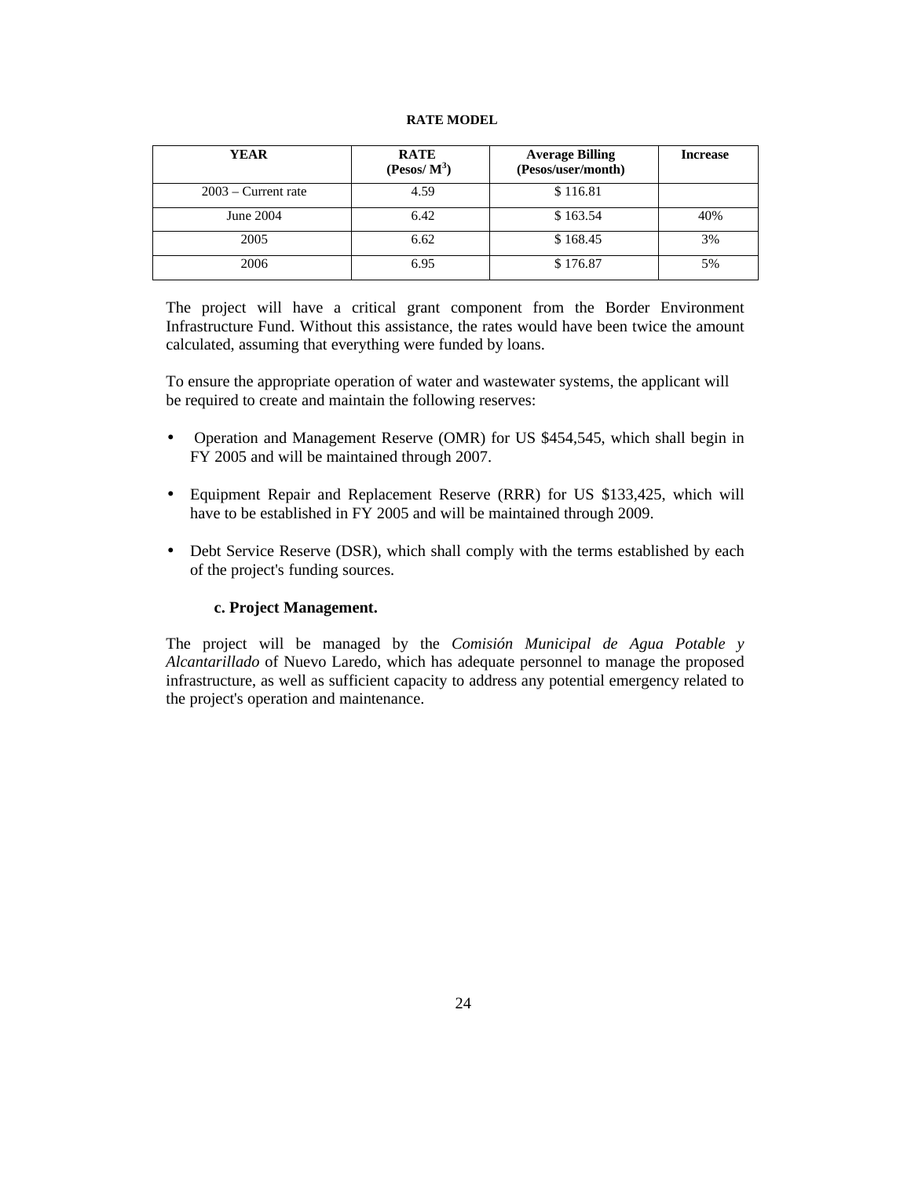**RATE MODEL**

| YEAR | RATE (Pesos/ $M^3$) | Average Billing (Pesos/user/month) | Increase |
|---|---|---|---|
| 2003 – Current rate | 4.59 | $ 116.81 | |
| June 2004 | 6.42 | $ 163.54 | 40% |
| 2005 | 6.62 | $ 168.45 | 3% |
| 2006 | 6.95 | $ 176.87 | 5% |

The project will have a critical grant component from the Border Environment Infrastructure Fund. Without this assistance, the rates would have been twice the amount calculated, assuming that everything were funded by loans.

To ensure the appropriate operation of water and wastewater systems, the applicant will be required to create and maintain the following reserves:

- Operation and Management Reserve (OMR) for US $454,545, which shall begin in FY 2005 and will be maintained through 2007.
- Equipment Repair and Replacement Reserve (RRR) for US $133,425, which will have to be established in FY 2005 and will be maintained through 2009.
- Debt Service Reserve (DSR), which shall comply with the terms established by each of the project's funding sources.

### c. Project Management.

The project will be managed by the *Comisión Municipal de Agua Potable y Alcantarillado* of Nuevo Laredo, which has adequate personnel to manage the proposed infrastructure, as well as sufficient capacity to address any potential emergency related to the project's operation and maintenance.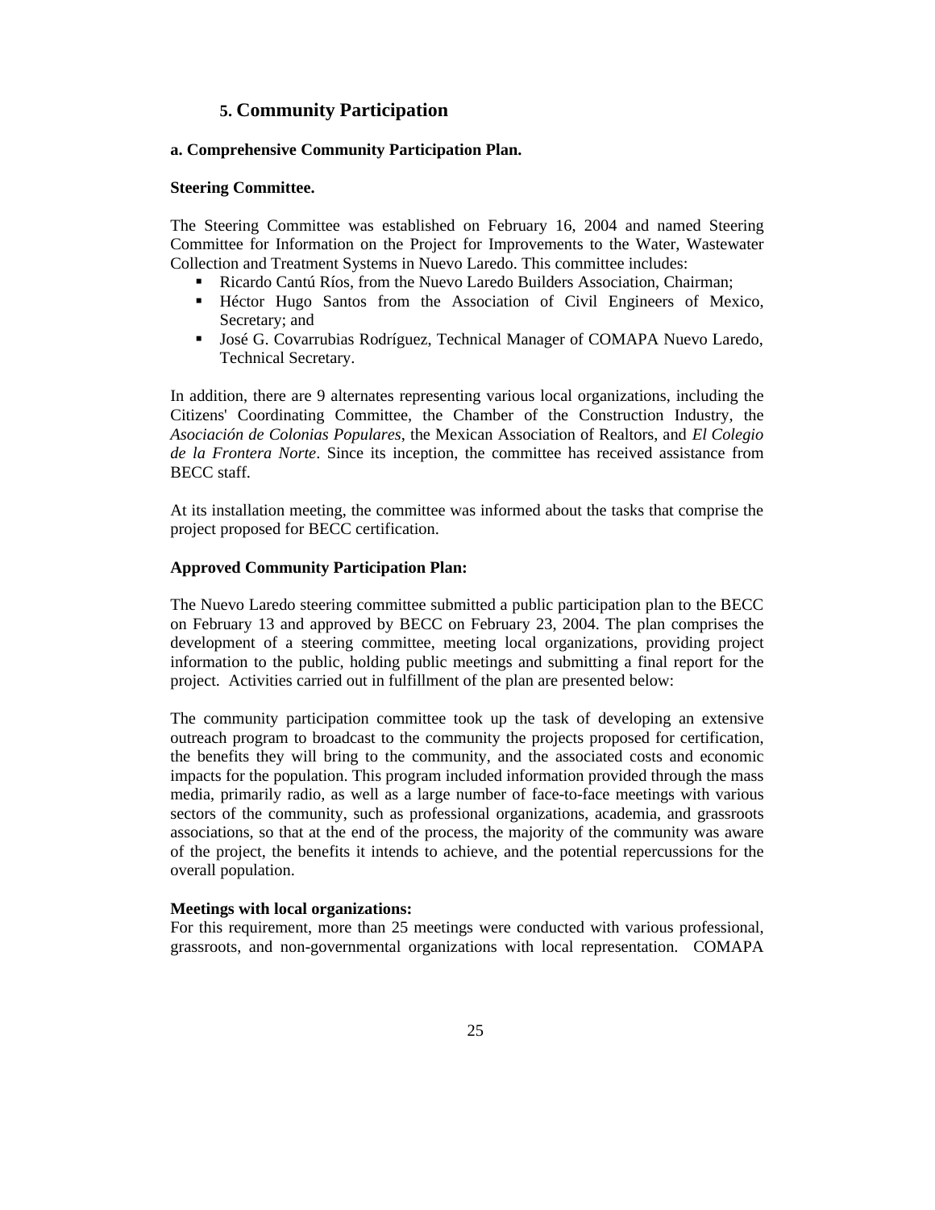## 5. Community Participation

**a. Comprehensive Community Participation Plan.**

**Steering Committee.**

The Steering Committee was established on February 16, 2004 and named Steering Committee for Information on the Project for Improvements to the Water, Wastewater Collection and Treatment Systems in Nuevo Laredo. This committee includes:

- Ricardo Cantú Ríos, from the Nuevo Laredo Builders Association, Chairman;
- Héctor Hugo Santos from the Association of Civil Engineers of Mexico, Secretary; and
- José G. Covarrubias Rodríguez, Technical Manager of COMAPA Nuevo Laredo, Technical Secretary.

In addition, there are 9 alternates representing various local organizations, including the Citizens' Coordinating Committee, the Chamber of the Construction Industry, the *Asociación de Colonias Populares*, the Mexican Association of Realtors, and *El Colegio de la Frontera Norte*. Since its inception, the committee has received assistance from BECC staff.

At its installation meeting, the committee was informed about the tasks that comprise the project proposed for BECC certification.

**Approved Community Participation Plan:**

The Nuevo Laredo steering committee submitted a public participation plan to the BECC on February 13 and approved by BECC on February 23, 2004. The plan comprises the development of a steering committee, meeting local organizations, providing project information to the public, holding public meetings and submitting a final report for the project. Activities carried out in fulfillment of the plan are presented below:

The community participation committee took up the task of developing an extensive outreach program to broadcast to the community the projects proposed for certification, the benefits they will bring to the community, and the associated costs and economic impacts for the population. This program included information provided through the mass media, primarily radio, as well as a large number of face-to-face meetings with various sectors of the community, such as professional organizations, academia, and grassroots associations, so that at the end of the process, the majority of the community was aware of the project, the benefits it intends to achieve, and the potential repercussions for the overall population.

**Meetings with local organizations:**
For this requirement, more than 25 meetings were conducted with various professional, grassroots, and non-governmental organizations with local representation. COMAPA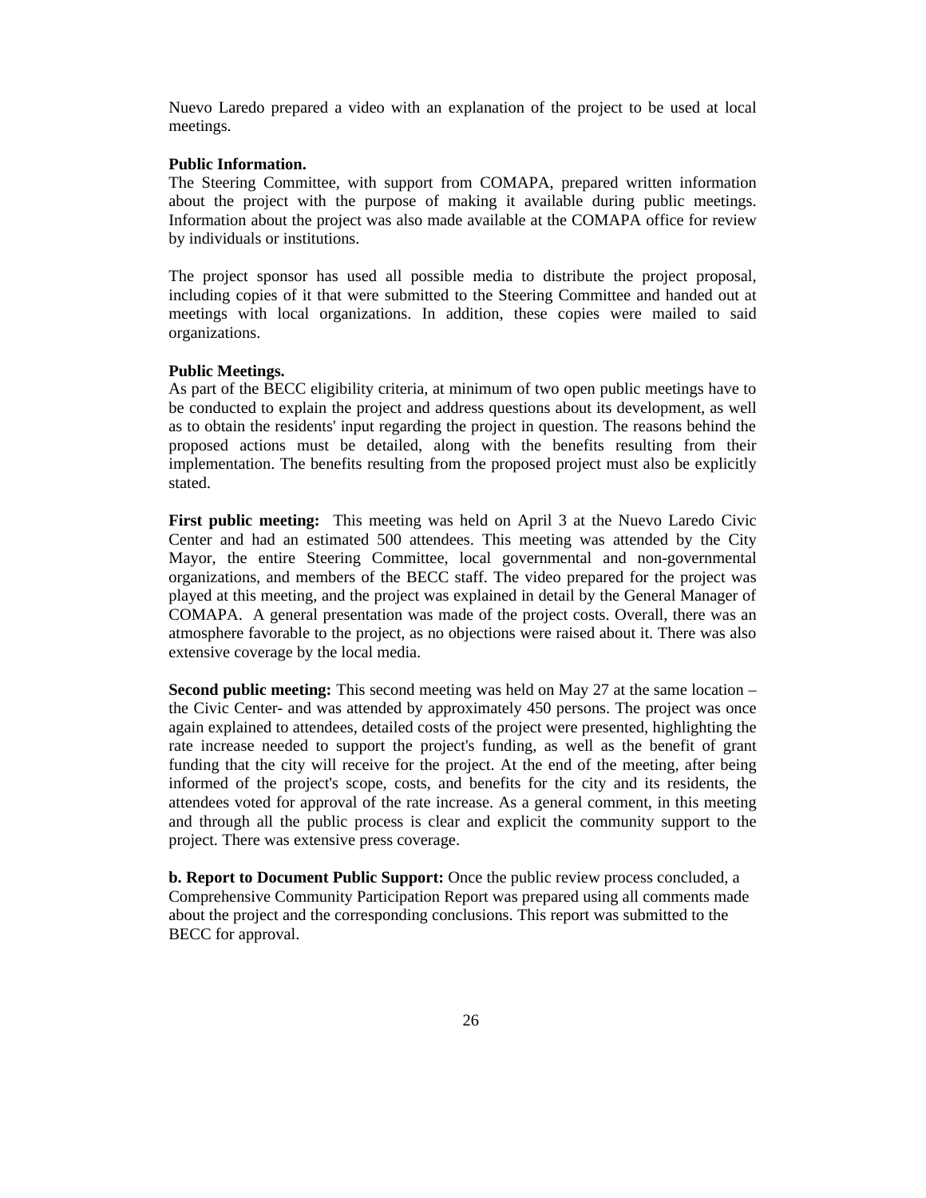Nuevo Laredo prepared a video with an explanation of the project to be used at local meetings.

**Public Information.**
The Steering Committee, with support from COMAPA, prepared written information about the project with the purpose of making it available during public meetings. Information about the project was also made available at the COMAPA office for review by individuals or institutions.

The project sponsor has used all possible media to distribute the project proposal, including copies of it that were submitted to the Steering Committee and handed out at meetings with local organizations. In addition, these copies were mailed to said organizations.

**Public Meetings.**
As part of the BECC eligibility criteria, at minimum of two open public meetings have to be conducted to explain the project and address questions about its development, as well as to obtain the residents' input regarding the project in question. The reasons behind the proposed actions must be detailed, along with the benefits resulting from their implementation. The benefits resulting from the proposed project must also be explicitly stated.

**First public meeting:** This meeting was held on April 3 at the Nuevo Laredo Civic Center and had an estimated 500 attendees. This meeting was attended by the City Mayor, the entire Steering Committee, local governmental and non-governmental organizations, and members of the BECC staff. The video prepared for the project was played at this meeting, and the project was explained in detail by the General Manager of COMAPA. A general presentation was made of the project costs. Overall, there was an atmosphere favorable to the project, as no objections were raised about it. There was also extensive coverage by the local media.

**Second public meeting:** This second meeting was held on May 27 at the same location – the Civic Center- and was attended by approximately 450 persons. The project was once again explained to attendees, detailed costs of the project were presented, highlighting the rate increase needed to support the project's funding, as well as the benefit of grant funding that the city will receive for the project. At the end of the meeting, after being informed of the project's scope, costs, and benefits for the city and its residents, the attendees voted for approval of the rate increase. As a general comment, in this meeting and through all the public process is clear and explicit the community support to the project. There was extensive press coverage.

**b. Report to Document Public Support:** Once the public review process concluded, a Comprehensive Community Participation Report was prepared using all comments made about the project and the corresponding conclusions. This report was submitted to the BECC for approval.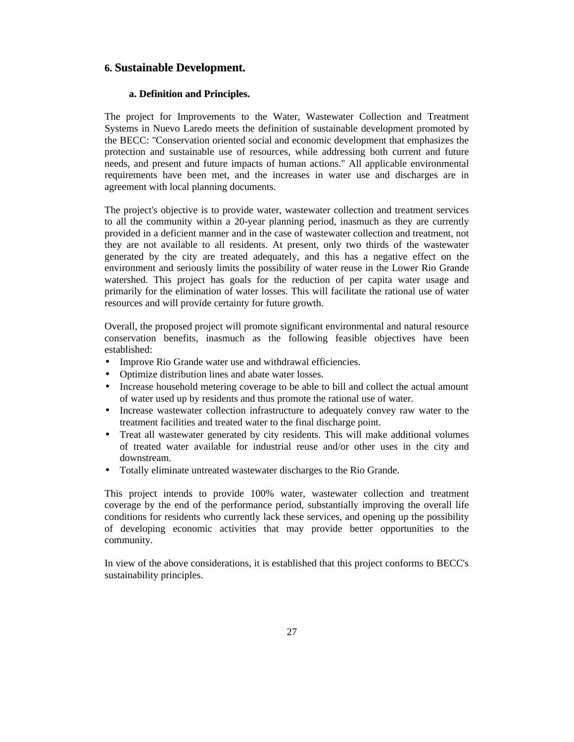## 6. Sustainable Development.

### a. Definition and Principles.

The project for Improvements to the Water, Wastewater Collection and Treatment Systems in Nuevo Laredo meets the definition of sustainable development promoted by the BECC: "Conservation oriented social and economic development that emphasizes the protection and sustainable use of resources, while addressing both current and future needs, and present and future impacts of human actions." All applicable environmental requirements have been met, and the increases in water use and discharges are in agreement with local planning documents.

The project's objective is to provide water, wastewater collection and treatment services to all the community within a 20-year planning period, inasmuch as they are currently provided in a deficient manner and in the case of wastewater collection and treatment, not they are not available to all residents. At present, only two thirds of the wastewater generated by the city are treated adequately, and this has a negative effect on the environment and seriously limits the possibility of water reuse in the Lower Rio Grande watershed. This project has goals for the reduction of per capita water usage and primarily for the elimination of water losses. This will facilitate the rational use of water resources and will provide certainty for future growth.

Overall, the proposed project will promote significant environmental and natural resource conservation benefits, inasmuch as the following feasible objectives have been established:

- Improve Rio Grande water use and withdrawal efficiencies.
- Optimize distribution lines and abate water losses.
- Increase household metering coverage to be able to bill and collect the actual amount of water used up by residents and thus promote the rational use of water.
- Increase wastewater collection infrastructure to adequately convey raw water to the treatment facilities and treated water to the final discharge point.
- Treat all wastewater generated by city residents. This will make additional volumes of treated water available for industrial reuse and/or other uses in the city and downstream.
- Totally eliminate untreated wastewater discharges to the Rio Grande.

This project intends to provide 100% water, wastewater collection and treatment coverage by the end of the performance period, substantially improving the overall life conditions for residents who currently lack these services, and opening up the possibility of developing economic activities that may provide better opportunities to the community.

In view of the above considerations, it is established that this project conforms to BECC's sustainability principles.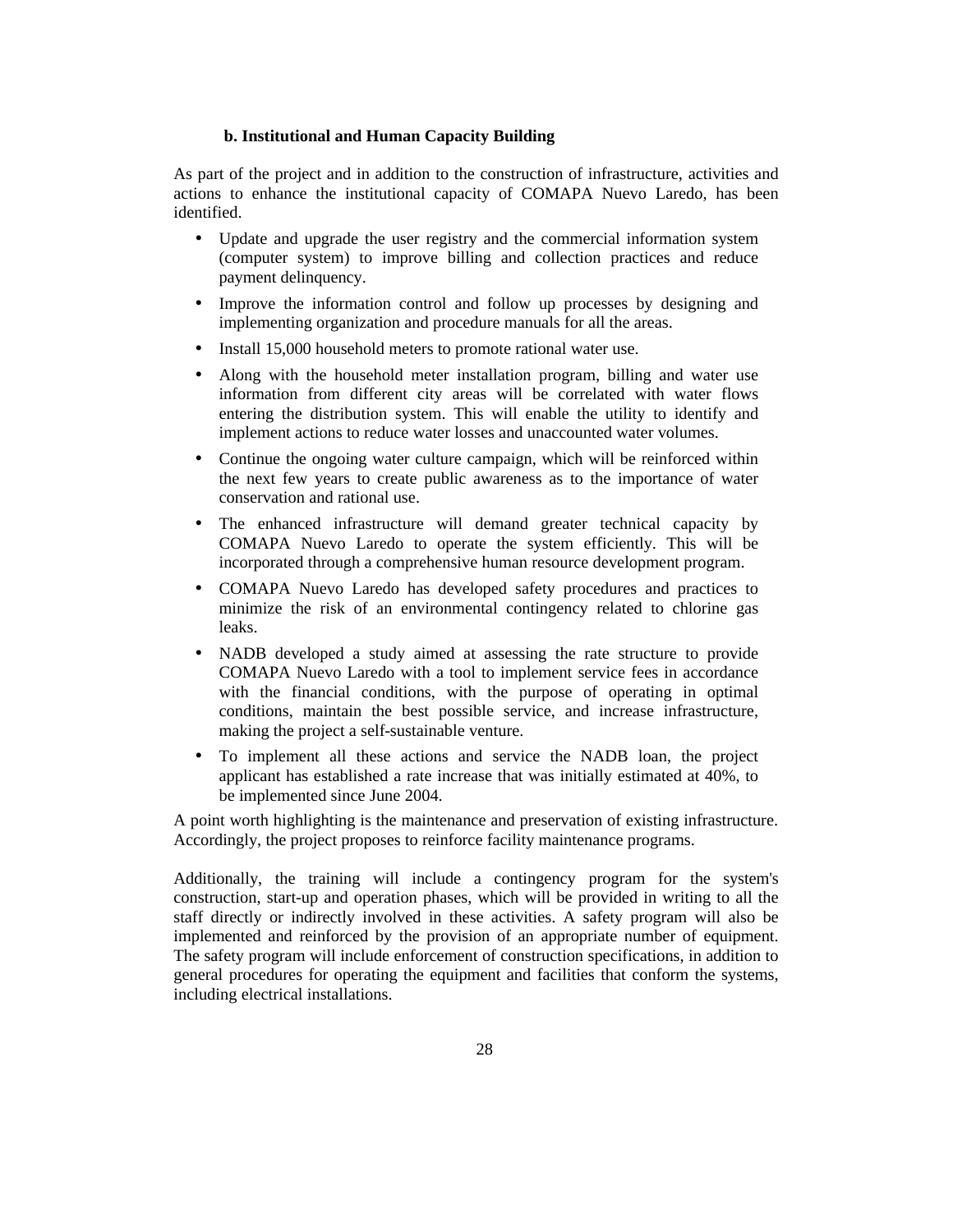### b. Institutional and Human Capacity Building

As part of the project and in addition to the construction of infrastructure, activities and actions to enhance the institutional capacity of COMAPA Nuevo Laredo, has been identified.

- Update and upgrade the user registry and the commercial information system (computer system) to improve billing and collection practices and reduce payment delinquency.
- Improve the information control and follow up processes by designing and implementing organization and procedure manuals for all the areas.
- Install 15,000 household meters to promote rational water use.
- Along with the household meter installation program, billing and water use information from different city areas will be correlated with water flows entering the distribution system. This will enable the utility to identify and implement actions to reduce water losses and unaccounted water volumes.
- Continue the ongoing water culture campaign, which will be reinforced within the next few years to create public awareness as to the importance of water conservation and rational use.
- The enhanced infrastructure will demand greater technical capacity by COMAPA Nuevo Laredo to operate the system efficiently. This will be incorporated through a comprehensive human resource development program.
- COMAPA Nuevo Laredo has developed safety procedures and practices to minimize the risk of an environmental contingency related to chlorine gas leaks.
- NADB developed a study aimed at assessing the rate structure to provide COMAPA Nuevo Laredo with a tool to implement service fees in accordance with the financial conditions, with the purpose of operating in optimal conditions, maintain the best possible service, and increase infrastructure, making the project a self-sustainable venture.
- To implement all these actions and service the NADB loan, the project applicant has established a rate increase that was initially estimated at 40%, to be implemented since June 2004.

A point worth highlighting is the maintenance and preservation of existing infrastructure. Accordingly, the project proposes to reinforce facility maintenance programs.

Additionally, the training will include a contingency program for the system's construction, start-up and operation phases, which will be provided in writing to all the staff directly or indirectly involved in these activities. A safety program will also be implemented and reinforced by the provision of an appropriate number of equipment. The safety program will include enforcement of construction specifications, in addition to general procedures for operating the equipment and facilities that conform the systems, including electrical installations.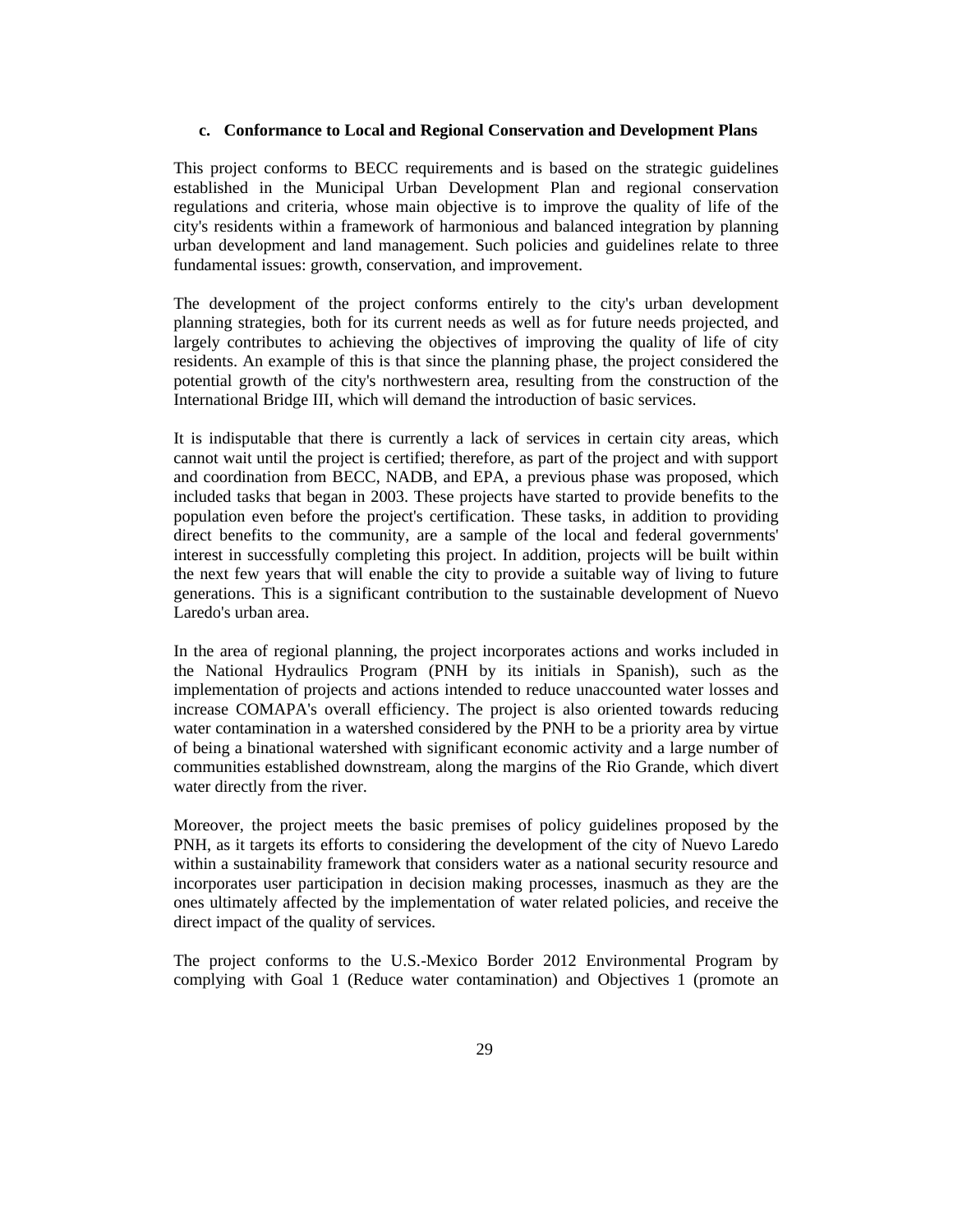### c. Conformance to Local and Regional Conservation and Development Plans

This project conforms to BECC requirements and is based on the strategic guidelines established in the Municipal Urban Development Plan and regional conservation regulations and criteria, whose main objective is to improve the quality of life of the city's residents within a framework of harmonious and balanced integration by planning urban development and land management. Such policies and guidelines relate to three fundamental issues: growth, conservation, and improvement.

The development of the project conforms entirely to the city's urban development planning strategies, both for its current needs as well as for future needs projected, and largely contributes to achieving the objectives of improving the quality of life of city residents. An example of this is that since the planning phase, the project considered the potential growth of the city's northwestern area, resulting from the construction of the International Bridge III, which will demand the introduction of basic services.

It is indisputable that there is currently a lack of services in certain city areas, which cannot wait until the project is certified; therefore, as part of the project and with support and coordination from BECC, NADB, and EPA, a previous phase was proposed, which included tasks that began in 2003. These projects have started to provide benefits to the population even before the project's certification. These tasks, in addition to providing direct benefits to the community, are a sample of the local and federal governments' interest in successfully completing this project. In addition, projects will be built within the next few years that will enable the city to provide a suitable way of living to future generations. This is a significant contribution to the sustainable development of Nuevo Laredo's urban area.

In the area of regional planning, the project incorporates actions and works included in the National Hydraulics Program (PNH by its initials in Spanish), such as the implementation of projects and actions intended to reduce unaccounted water losses and increase COMAPA's overall efficiency. The project is also oriented towards reducing water contamination in a watershed considered by the PNH to be a priority area by virtue of being a binational watershed with significant economic activity and a large number of communities established downstream, along the margins of the Rio Grande, which divert water directly from the river.

Moreover, the project meets the basic premises of policy guidelines proposed by the PNH, as it targets its efforts to considering the development of the city of Nuevo Laredo within a sustainability framework that considers water as a national security resource and incorporates user participation in decision making processes, inasmuch as they are the ones ultimately affected by the implementation of water related policies, and receive the direct impact of the quality of services.

The project conforms to the U.S.-Mexico Border 2012 Environmental Program by complying with Goal 1 (Reduce water contamination) and Objectives 1 (promote an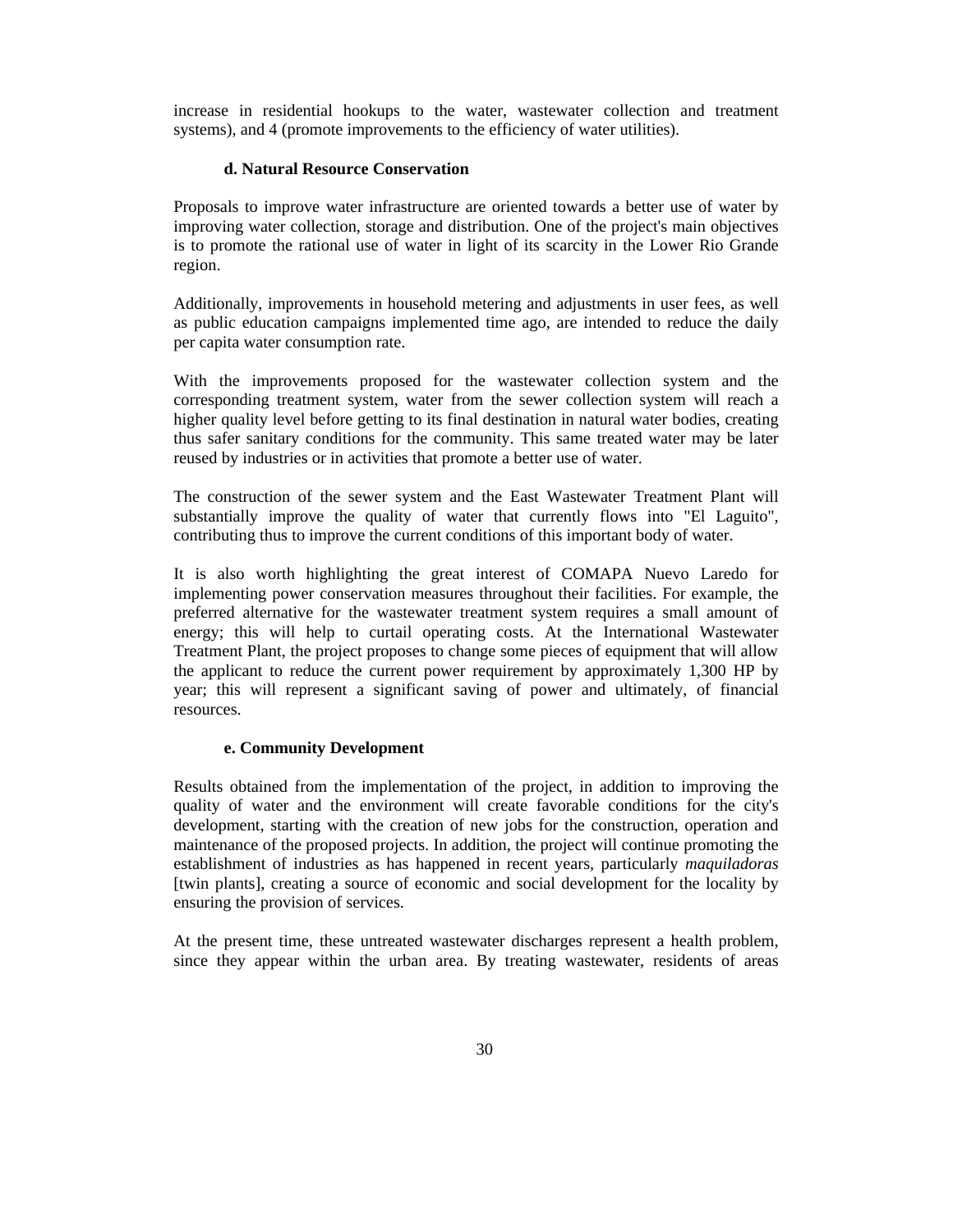increase in residential hookups to the water, wastewater collection and treatment systems), and 4 (promote improvements to the efficiency of water utilities).

#### d. Natural Resource Conservation

Proposals to improve water infrastructure are oriented towards a better use of water by improving water collection, storage and distribution. One of the project's main objectives is to promote the rational use of water in light of its scarcity in the Lower Rio Grande region.

Additionally, improvements in household metering and adjustments in user fees, as well as public education campaigns implemented time ago, are intended to reduce the daily per capita water consumption rate.

With the improvements proposed for the wastewater collection system and the corresponding treatment system, water from the sewer collection system will reach a higher quality level before getting to its final destination in natural water bodies, creating thus safer sanitary conditions for the community. This same treated water may be later reused by industries or in activities that promote a better use of water.

The construction of the sewer system and the East Wastewater Treatment Plant will substantially improve the quality of water that currently flows into "El Laguito", contributing thus to improve the current conditions of this important body of water.

It is also worth highlighting the great interest of COMAPA Nuevo Laredo for implementing power conservation measures throughout their facilities. For example, the preferred alternative for the wastewater treatment system requires a small amount of energy; this will help to curtail operating costs. At the International Wastewater Treatment Plant, the project proposes to change some pieces of equipment that will allow the applicant to reduce the current power requirement by approximately 1,300 HP by year; this will represent a significant saving of power and ultimately, of financial resources.

#### e. Community Development

Results obtained from the implementation of the project, in addition to improving the quality of water and the environment will create favorable conditions for the city's development, starting with the creation of new jobs for the construction, operation and maintenance of the proposed projects. In addition, the project will continue promoting the establishment of industries as has happened in recent years, particularly *maquiladoras* [twin plants], creating a source of economic and social development for the locality by ensuring the provision of services.

At the present time, these untreated wastewater discharges represent a health problem, since they appear within the urban area. By treating wastewater, residents of areas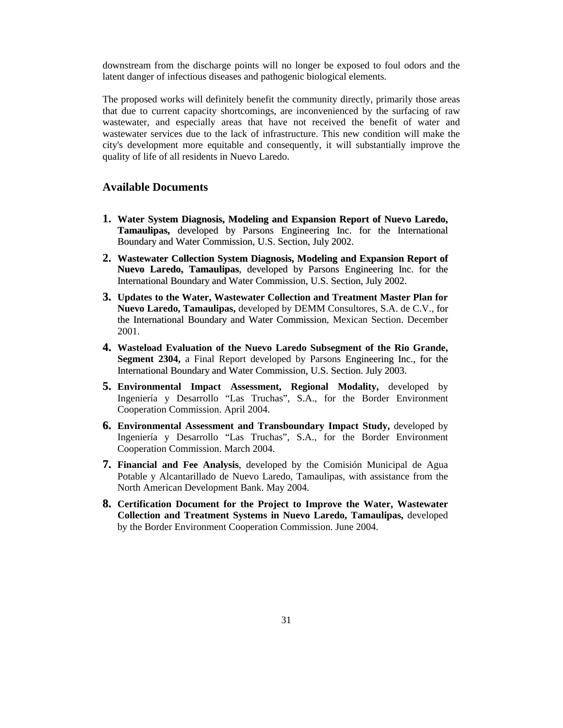downstream from the discharge points will no longer be exposed to foul odors and the latent danger of infectious diseases and pathogenic biological elements.

The proposed works will definitely benefit the community directly, primarily those areas that due to current capacity shortcomings, are inconvenienced by the surfacing of raw wastewater, and especially areas that have not received the benefit of water and wastewater services due to the lack of infrastructure. This new condition will make the city's development more equitable and consequently, it will substantially improve the quality of life of all residents in Nuevo Laredo.

## Available Documents

1. **Water System Diagnosis, Modeling and Expansion Report of Nuevo Laredo, Tamaulipas,** developed by Parsons Engineering Inc. for the International Boundary and Water Commission, U.S. Section, July 2002.
2. **Wastewater Collection System Diagnosis, Modeling and Expansion Report of Nuevo Laredo, Tamaulipas**, developed by Parsons Engineering Inc. for the International Boundary and Water Commission, U.S. Section, July 2002.
3. **Updates to the Water, Wastewater Collection and Treatment Master Plan for Nuevo Laredo, Tamaulipas,** developed by DEMM Consultores, S.A. de C.V., for the International Boundary and Water Commission, Mexican Section. December 2001.
4. **Wasteload Evaluation of the Nuevo Laredo Subsegment of the Rio Grande, Segment 2304,** a Final Report developed by Parsons Engineering Inc., for the International Boundary and Water Commission, U.S. Section. July 2003.
5. **Environmental Impact Assessment, Regional Modality,** developed by Ingeniería y Desarrollo "Las Truchas", S.A., for the Border Environment Cooperation Commission. April 2004.
6. **Environmental Assessment and Transboundary Impact Study,** developed by Ingeniería y Desarrollo "Las Truchas", S.A., for the Border Environment Cooperation Commission. March 2004.
7. **Financial and Fee Analysis**, developed by the Comisión Municipal de Agua Potable y Alcantarillado de Nuevo Laredo, Tamaulipas, with assistance from the North American Development Bank. May 2004.
8. **Certification Document for the Project to Improve the Water, Wastewater Collection and Treatment Systems in Nuevo Laredo, Tamaulipas,** developed by the Border Environment Cooperation Commission. June 2004.